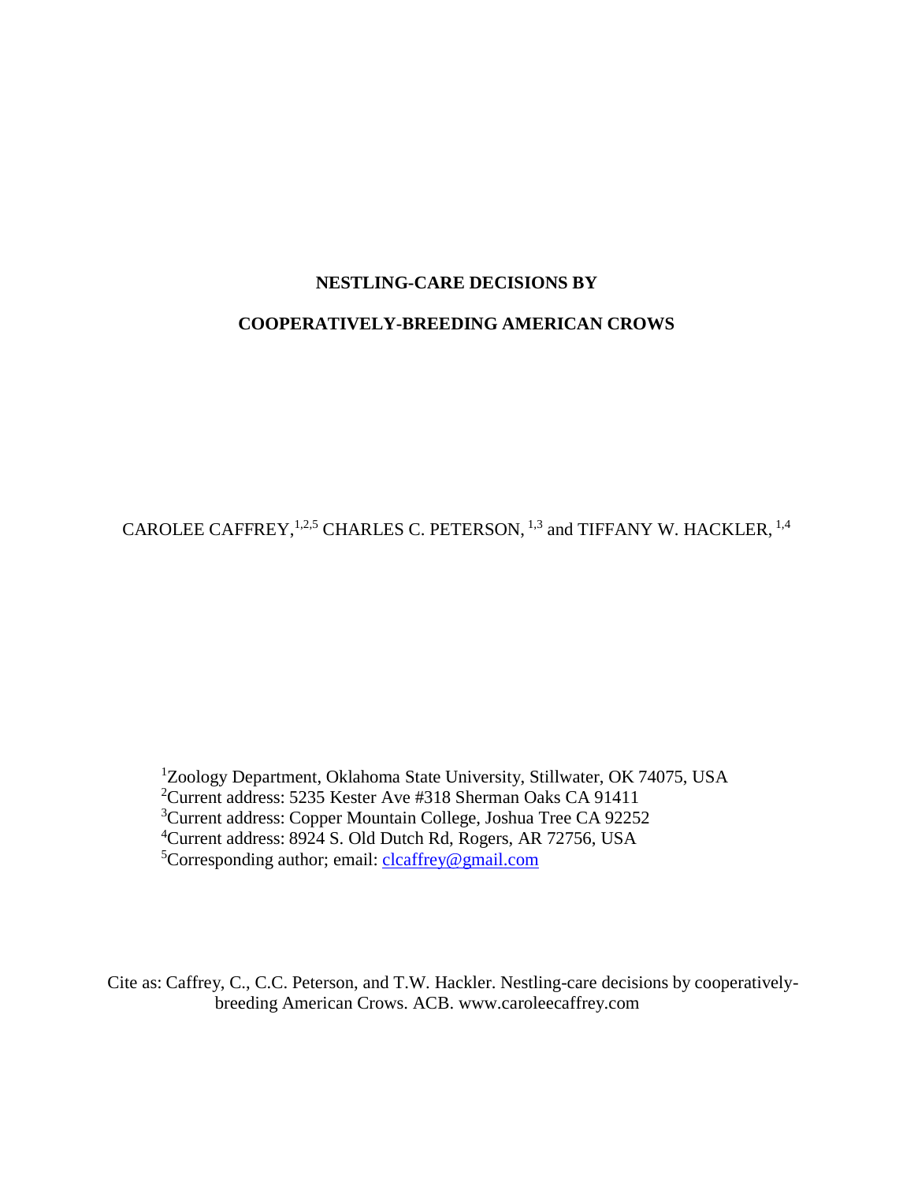# NESTLING-CARE DECISIONS BY COOPERATIVELY-BREEDING AMERICAN CROWS

CAROLEE CAFFREY,[1,2,5] CHARLES C. PETERSON, [1,3] and TIFFANY W. HACKLER, [1,4]

[1]Zoology Department, Oklahoma State University, Stillwater, OK 74075, USA
[2]Current address: 5235 Kester Ave #318 Sherman Oaks CA 91411
[3]Current address: Copper Mountain College, Joshua Tree CA 92252
[4]Current address: 8924 S. Old Dutch Rd, Rogers, AR 72756, USA
[5]Corresponding author; email: clcaffrey@gmail.com

Cite as: Caffrey, C., C.C. Peterson, and T.W. Hackler. Nestling-care decisions by cooperatively-breeding American Crows. ACB. www.caroleecaffrey.com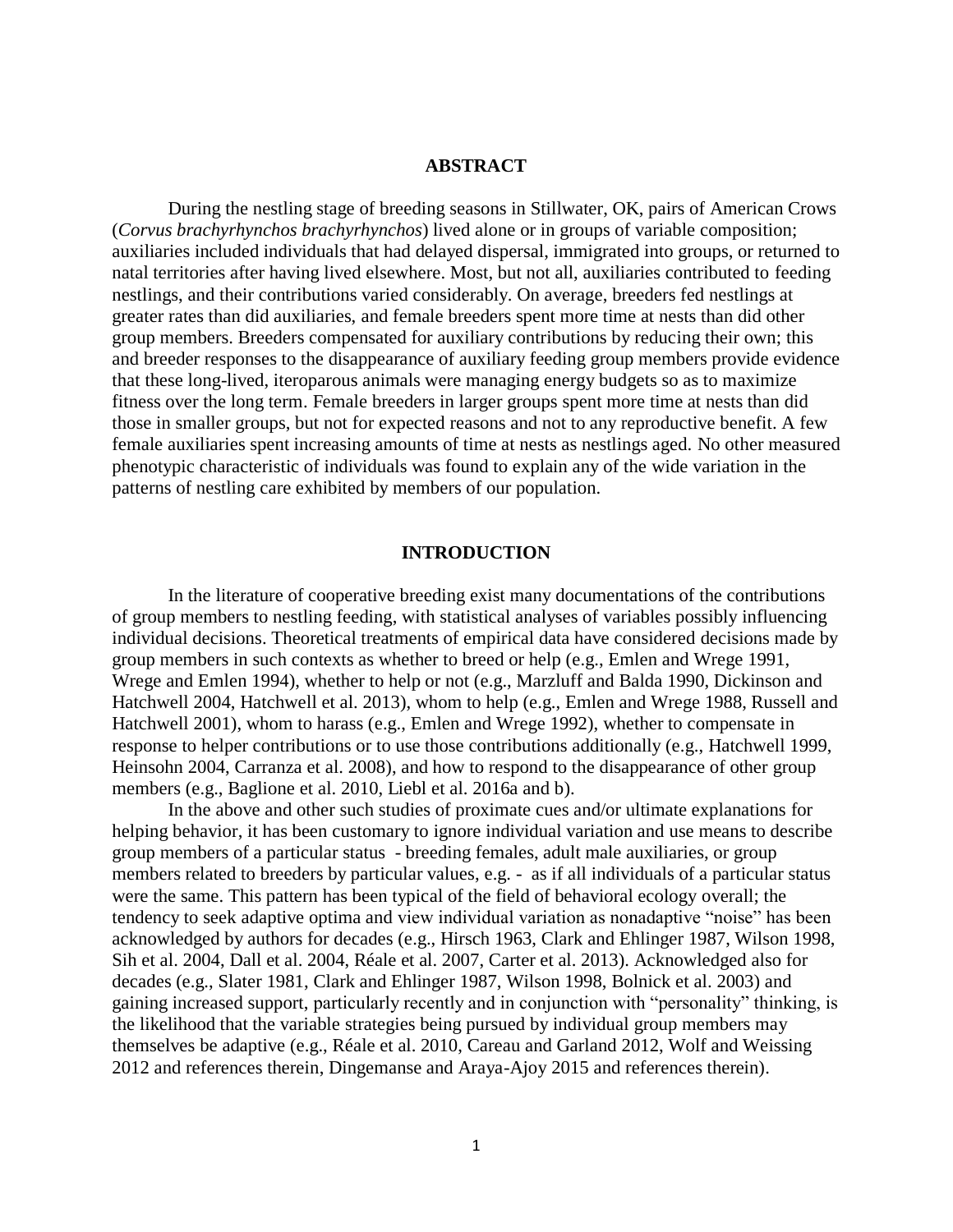## ABSTRACT

During the nestling stage of breeding seasons in Stillwater, OK, pairs of American Crows (*Corvus brachyrhynchos brachyrhynchos*) lived alone or in groups of variable composition; auxiliaries included individuals that had delayed dispersal, immigrated into groups, or returned to natal territories after having lived elsewhere. Most, but not all, auxiliaries contributed to feeding nestlings, and their contributions varied considerably. On average, breeders fed nestlings at greater rates than did auxiliaries, and female breeders spent more time at nests than did other group members. Breeders compensated for auxiliary contributions by reducing their own; this and breeder responses to the disappearance of auxiliary feeding group members provide evidence that these long-lived, iteroparous animals were managing energy budgets so as to maximize fitness over the long term. Female breeders in larger groups spent more time at nests than did those in smaller groups, but not for expected reasons and not to any reproductive benefit. A few female auxiliaries spent increasing amounts of time at nests as nestlings aged. No other measured phenotypic characteristic of individuals was found to explain any of the wide variation in the patterns of nestling care exhibited by members of our population.

## INTRODUCTION

In the literature of cooperative breeding exist many documentations of the contributions of group members to nestling feeding, with statistical analyses of variables possibly influencing individual decisions. Theoretical treatments of empirical data have considered decisions made by group members in such contexts as whether to breed or help (e.g., Emlen and Wrege 1991, Wrege and Emlen 1994), whether to help or not (e.g., Marzluff and Balda 1990, Dickinson and Hatchwell 2004, Hatchwell et al. 2013), whom to help (e.g., Emlen and Wrege 1988, Russell and Hatchwell 2001), whom to harass (e.g., Emlen and Wrege 1992), whether to compensate in response to helper contributions or to use those contributions additionally (e.g., Hatchwell 1999, Heinsohn 2004, Carranza et al. 2008), and how to respond to the disappearance of other group members (e.g., Baglione et al. 2010, Liebl et al. 2016a and b).

In the above and other such studies of proximate cues and/or ultimate explanations for helping behavior, it has been customary to ignore individual variation and use means to describe group members of a particular status - breeding females, adult male auxiliaries, or group members related to breeders by particular values, e.g. - as if all individuals of a particular status were the same. This pattern has been typical of the field of behavioral ecology overall; the tendency to seek adaptive optima and view individual variation as nonadaptive "noise" has been acknowledged by authors for decades (e.g., Hirsch 1963, Clark and Ehlinger 1987, Wilson 1998, Sih et al. 2004, Dall et al. 2004, Réale et al. 2007, Carter et al. 2013). Acknowledged also for decades (e.g., Slater 1981, Clark and Ehlinger 1987, Wilson 1998, Bolnick et al. 2003) and gaining increased support, particularly recently and in conjunction with "personality" thinking, is the likelihood that the variable strategies being pursued by individual group members may themselves be adaptive (e.g., Réale et al. 2010, Careau and Garland 2012, Wolf and Weissing 2012 and references therein, Dingemanse and Araya-Ajoy 2015 and references therein).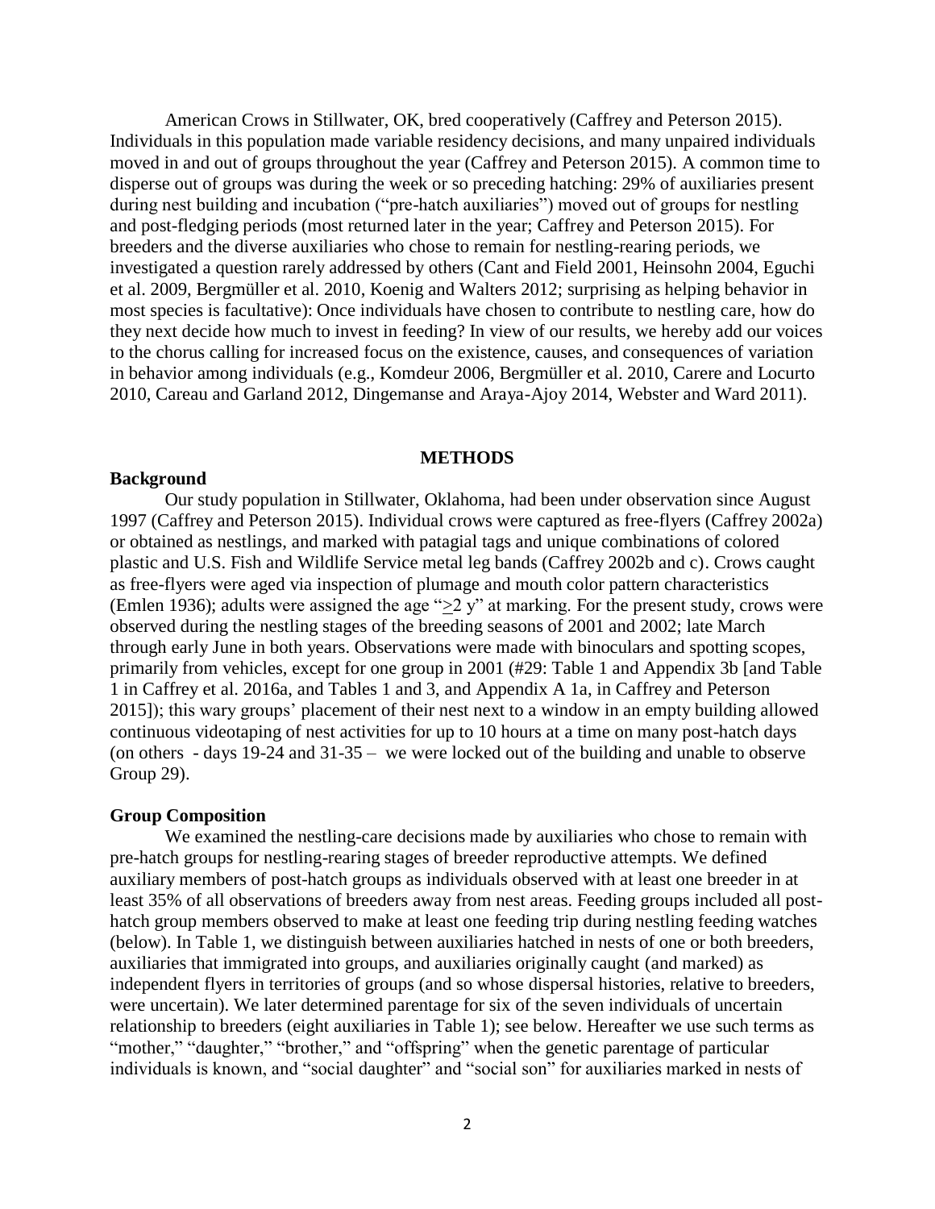American Crows in Stillwater, OK, bred cooperatively (Caffrey and Peterson 2015). Individuals in this population made variable residency decisions, and many unpaired individuals moved in and out of groups throughout the year (Caffrey and Peterson 2015). A common time to disperse out of groups was during the week or so preceding hatching: 29% of auxiliaries present during nest building and incubation ("pre-hatch auxiliaries") moved out of groups for nestling and post-fledging periods (most returned later in the year; Caffrey and Peterson 2015). For breeders and the diverse auxiliaries who chose to remain for nestling-rearing periods, we investigated a question rarely addressed by others (Cant and Field 2001, Heinsohn 2004, Eguchi et al. 2009, Bergmüller et al. 2010, Koenig and Walters 2012; surprising as helping behavior in most species is facultative): Once individuals have chosen to contribute to nestling care, how do they next decide how much to invest in feeding? In view of our results, we hereby add our voices to the chorus calling for increased focus on the existence, causes, and consequences of variation in behavior among individuals (e.g., Komdeur 2006, Bergmüller et al. 2010, Carere and Locurto 2010, Careau and Garland 2012, Dingemanse and Araya-Ajoy 2014, Webster and Ward 2011).

## METHODS

### Background

Our study population in Stillwater, Oklahoma, had been under observation since August 1997 (Caffrey and Peterson 2015). Individual crows were captured as free-flyers (Caffrey 2002a) or obtained as nestlings, and marked with patagial tags and unique combinations of colored plastic and U.S. Fish and Wildlife Service metal leg bands (Caffrey 2002b and c). Crows caught as free-flyers were aged via inspection of plumage and mouth color pattern characteristics (Emlen 1936); adults were assigned the age "≥2 y" at marking. For the present study, crows were observed during the nestling stages of the breeding seasons of 2001 and 2002; late March through early June in both years. Observations were made with binoculars and spotting scopes, primarily from vehicles, except for one group in 2001 (#29: Table 1 and Appendix 3b [and Table 1 in Caffrey et al. 2016a, and Tables 1 and 3, and Appendix A 1a, in Caffrey and Peterson 2015]); this wary groups' placement of their nest next to a window in an empty building allowed continuous videotaping of nest activities for up to 10 hours at a time on many post-hatch days (on others - days 19-24 and 31-35 – we were locked out of the building and unable to observe Group 29).

### Group Composition

We examined the nestling-care decisions made by auxiliaries who chose to remain with pre-hatch groups for nestling-rearing stages of breeder reproductive attempts. We defined auxiliary members of post-hatch groups as individuals observed with at least one breeder in at least 35% of all observations of breeders away from nest areas. Feeding groups included all post-hatch group members observed to make at least one feeding trip during nestling feeding watches (below). In Table 1, we distinguish between auxiliaries hatched in nests of one or both breeders, auxiliaries that immigrated into groups, and auxiliaries originally caught (and marked) as independent flyers in territories of groups (and so whose dispersal histories, relative to breeders, were uncertain). We later determined parentage for six of the seven individuals of uncertain relationship to breeders (eight auxiliaries in Table 1); see below. Hereafter we use such terms as "mother," "daughter," "brother," and "offspring" when the genetic parentage of particular individuals is known, and "social daughter" and "social son" for auxiliaries marked in nests of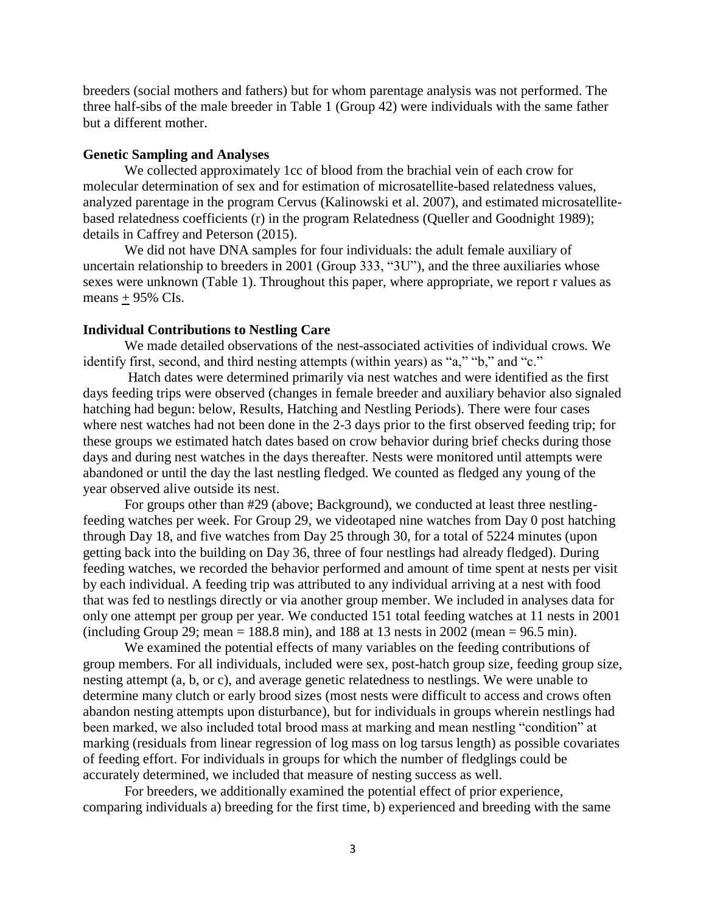breeders (social mothers and fathers) but for whom parentage analysis was not performed. The three half-sibs of the male breeder in Table 1 (Group 42) were individuals with the same father but a different mother.

### Genetic Sampling and Analyses

We collected approximately 1cc of blood from the brachial vein of each crow for molecular determination of sex and for estimation of microsatellite-based relatedness values, analyzed parentage in the program Cervus (Kalinowski et al. 2007), and estimated microsatellite-based relatedness coefficients (r) in the program Relatedness (Queller and Goodnight 1989); details in Caffrey and Peterson (2015).

We did not have DNA samples for four individuals: the adult female auxiliary of uncertain relationship to breeders in 2001 (Group 333, "3U"), and the three auxiliaries whose sexes were unknown (Table 1). Throughout this paper, where appropriate, we report r values as means $\pm$ 95% CIs.

### Individual Contributions to Nestling Care

We made detailed observations of the nest-associated activities of individual crows. We identify first, second, and third nesting attempts (within years) as "a," "b," and "c."

Hatch dates were determined primarily via nest watches and were identified as the first days feeding trips were observed (changes in female breeder and auxiliary behavior also signaled hatching had begun: below, Results, Hatching and Nestling Periods). There were four cases where nest watches had not been done in the 2-3 days prior to the first observed feeding trip; for these groups we estimated hatch dates based on crow behavior during brief checks during those days and during nest watches in the days thereafter. Nests were monitored until attempts were abandoned or until the day the last nestling fledged. We counted as fledged any young of the year observed alive outside its nest.

For groups other than #29 (above; Background), we conducted at least three nestling-feeding watches per week. For Group 29, we videotaped nine watches from Day 0 post hatching through Day 18, and five watches from Day 25 through 30, for a total of 5224 minutes (upon getting back into the building on Day 36, three of four nestlings had already fledged). During feeding watches, we recorded the behavior performed and amount of time spent at nests per visit by each individual. A feeding trip was attributed to any individual arriving at a nest with food that was fed to nestlings directly or via another group member. We included in analyses data for only one attempt per group per year. We conducted 151 total feeding watches at 11 nests in 2001 (including Group 29; mean = 188.8 min), and 188 at 13 nests in 2002 (mean = 96.5 min).

We examined the potential effects of many variables on the feeding contributions of group members. For all individuals, included were sex, post-hatch group size, feeding group size, nesting attempt (a, b, or c), and average genetic relatedness to nestlings. We were unable to determine many clutch or early brood sizes (most nests were difficult to access and crows often abandon nesting attempts upon disturbance), but for individuals in groups wherein nestlings had been marked, we also included total brood mass at marking and mean nestling "condition" at marking (residuals from linear regression of log mass on log tarsus length) as possible covariates of feeding effort. For individuals in groups for which the number of fledglings could be accurately determined, we included that measure of nesting success as well.

For breeders, we additionally examined the potential effect of prior experience, comparing individuals a) breeding for the first time, b) experienced and breeding with the same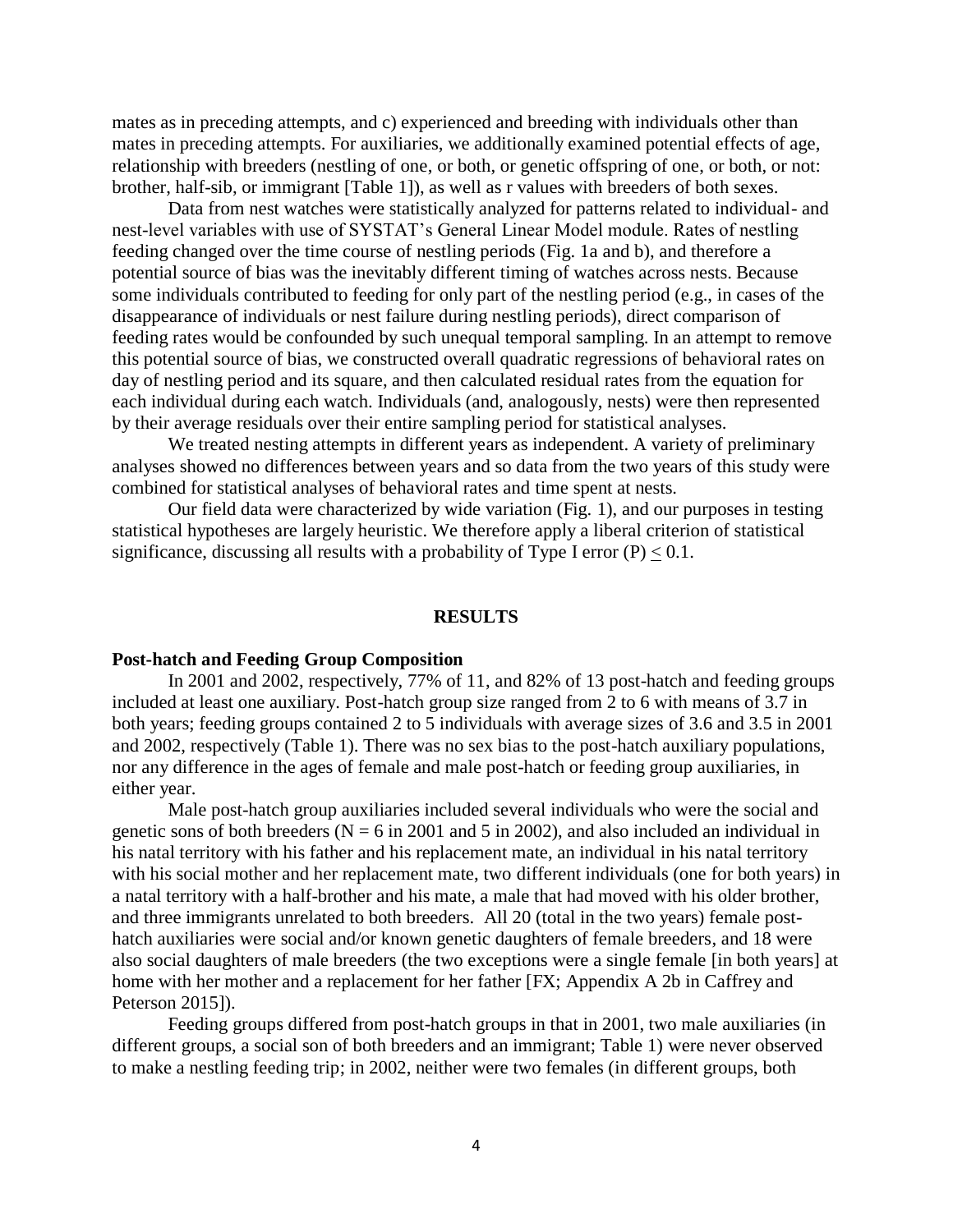mates as in preceding attempts, and c) experienced and breeding with individuals other than mates in preceding attempts. For auxiliaries, we additionally examined potential effects of age, relationship with breeders (nestling of one, or both, or genetic offspring of one, or both, or not: brother, half-sib, or immigrant [Table 1]), as well as r values with breeders of both sexes.

Data from nest watches were statistically analyzed for patterns related to individual- and nest-level variables with use of SYSTAT's General Linear Model module. Rates of nestling feeding changed over the time course of nestling periods (Fig. 1a and b), and therefore a potential source of bias was the inevitably different timing of watches across nests. Because some individuals contributed to feeding for only part of the nestling period (e.g., in cases of the disappearance of individuals or nest failure during nestling periods), direct comparison of feeding rates would be confounded by such unequal temporal sampling. In an attempt to remove this potential source of bias, we constructed overall quadratic regressions of behavioral rates on day of nestling period and its square, and then calculated residual rates from the equation for each individual during each watch. Individuals (and, analogously, nests) were then represented by their average residuals over their entire sampling period for statistical analyses.

We treated nesting attempts in different years as independent. A variety of preliminary analyses showed no differences between years and so data from the two years of this study were combined for statistical analyses of behavioral rates and time spent at nests.

Our field data were characterized by wide variation (Fig. 1), and our purposes in testing statistical hypotheses are largely heuristic. We therefore apply a liberal criterion of statistical significance, discussing all results with a probability of Type I error ($P$) $\leq 0.1$.

## RESULTS

### Post-hatch and Feeding Group Composition

In 2001 and 2002, respectively, 77% of 11, and 82% of 13 post-hatch and feeding groups included at least one auxiliary. Post-hatch group size ranged from 2 to 6 with means of 3.7 in both years; feeding groups contained 2 to 5 individuals with average sizes of 3.6 and 3.5 in 2001 and 2002, respectively (Table 1). There was no sex bias to the post-hatch auxiliary populations, nor any difference in the ages of female and male post-hatch or feeding group auxiliaries, in either year.

Male post-hatch group auxiliaries included several individuals who were the social and genetic sons of both breeders ($N = 6$ in 2001 and 5 in 2002), and also included an individual in his natal territory with his father and his replacement mate, an individual in his natal territory with his social mother and her replacement mate, two different individuals (one for both years) in a natal territory with a half-brother and his mate, a male that had moved with his older brother, and three immigrants unrelated to both breeders. All 20 (total in the two years) female post-hatch auxiliaries were social and/or known genetic daughters of female breeders, and 18 were also social daughters of male breeders (the two exceptions were a single female [in both years] at home with her mother and a replacement for her father [FX; Appendix A 2b in Caffrey and Peterson 2015]).

Feeding groups differed from post-hatch groups in that in 2001, two male auxiliaries (in different groups, a social son of both breeders and an immigrant; Table 1) were never observed to make a nestling feeding trip; in 2002, neither were two females (in different groups, both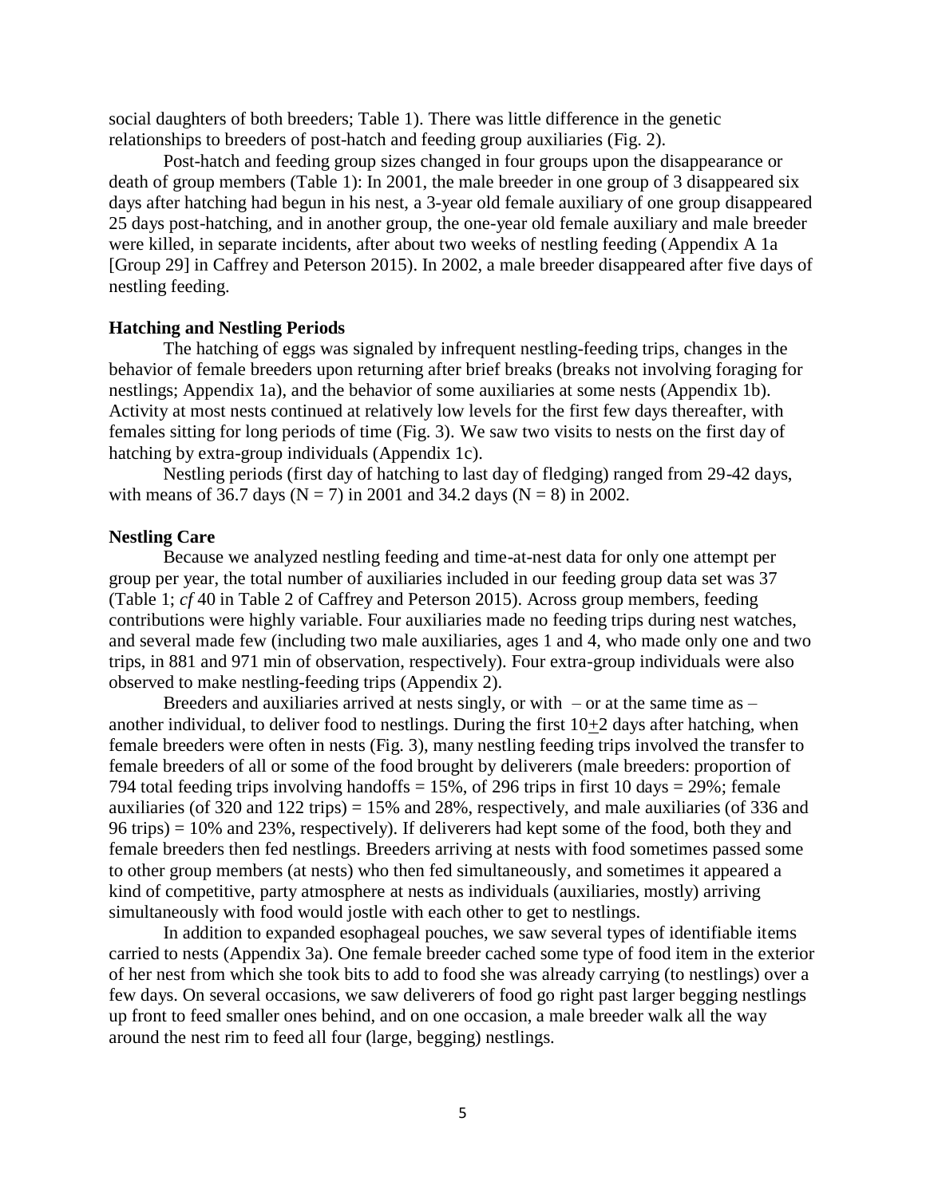social daughters of both breeders; Table 1). There was little difference in the genetic relationships to breeders of post-hatch and feeding group auxiliaries (Fig. 2).

Post-hatch and feeding group sizes changed in four groups upon the disappearance or death of group members (Table 1): In 2001, the male breeder in one group of 3 disappeared six days after hatching had begun in his nest, a 3-year old female auxiliary of one group disappeared 25 days post-hatching, and in another group, the one-year old female auxiliary and male breeder were killed, in separate incidents, after about two weeks of nestling feeding (Appendix A 1a [Group 29] in Caffrey and Peterson 2015). In 2002, a male breeder disappeared after five days of nestling feeding.

### Hatching and Nestling Periods

The hatching of eggs was signaled by infrequent nestling-feeding trips, changes in the behavior of female breeders upon returning after brief breaks (breaks not involving foraging for nestlings; Appendix 1a), and the behavior of some auxiliaries at some nests (Appendix 1b). Activity at most nests continued at relatively low levels for the first few days thereafter, with females sitting for long periods of time (Fig. 3). We saw two visits to nests on the first day of hatching by extra-group individuals (Appendix 1c).

Nestling periods (first day of hatching to last day of fledging) ranged from 29-42 days, with means of 36.7 days ($N = 7$) in 2001 and 34.2 days ($N = 8$) in 2002.

### Nestling Care

Because we analyzed nestling feeding and time-at-nest data for only one attempt per group per year, the total number of auxiliaries included in our feeding group data set was 37 (Table 1; *cf* 40 in Table 2 of Caffrey and Peterson 2015). Across group members, feeding contributions were highly variable. Four auxiliaries made no feeding trips during nest watches, and several made few (including two male auxiliaries, ages 1 and 4, who made only one and two trips, in 881 and 971 min of observation, respectively). Four extra-group individuals were also observed to make nestling-feeding trips (Appendix 2).

Breeders and auxiliaries arrived at nests singly, or with – or at the same time as – another individual, to deliver food to nestlings. During the first $10 \pm 2$ days after hatching, when female breeders were often in nests (Fig. 3), many nestling feeding trips involved the transfer to female breeders of all or some of the food brought by deliverers (male breeders: proportion of 794 total feeding trips involving handoffs = 15%, of 296 trips in first 10 days = 29%; female auxiliaries (of 320 and 122 trips) = 15% and 28%, respectively, and male auxiliaries (of 336 and 96 trips) = 10% and 23%, respectively). If deliverers had kept some of the food, both they and female breeders then fed nestlings. Breeders arriving at nests with food sometimes passed some to other group members (at nests) who then fed simultaneously, and sometimes it appeared a kind of competitive, party atmosphere at nests as individuals (auxiliaries, mostly) arriving simultaneously with food would jostle with each other to get to nestlings.

In addition to expanded esophageal pouches, we saw several types of identifiable items carried to nests (Appendix 3a). One female breeder cached some type of food item in the exterior of her nest from which she took bits to add to food she was already carrying (to nestlings) over a few days. On several occasions, we saw deliverers of food go right past larger begging nestlings up front to feed smaller ones behind, and on one occasion, a male breeder walk all the way around the nest rim to feed all four (large, begging) nestlings.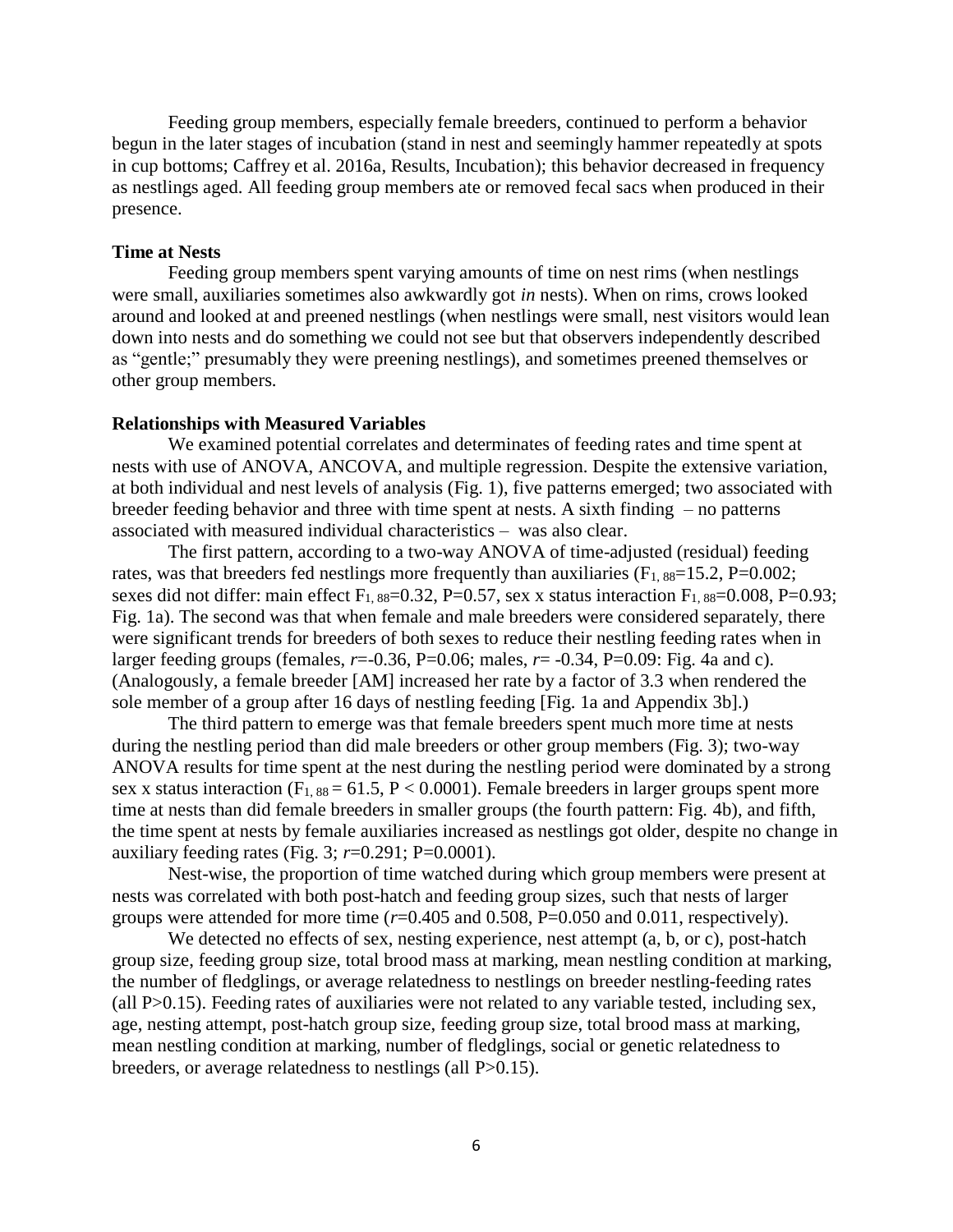Feeding group members, especially female breeders, continued to perform a behavior begun in the later stages of incubation (stand in nest and seemingly hammer repeatedly at spots in cup bottoms; Caffrey et al. 2016a, Results, Incubation); this behavior decreased in frequency as nestlings aged. All feeding group members ate or removed fecal sacs when produced in their presence.

**Time at Nests**

Feeding group members spent varying amounts of time on nest rims (when nestlings were small, auxiliaries sometimes also awkwardly got *in* nests). When on rims, crows looked around and looked at and preened nestlings (when nestlings were small, nest visitors would lean down into nests and do something we could not see but that observers independently described as "gentle;" presumably they were preening nestlings), and sometimes preened themselves or other group members.

**Relationships with Measured Variables**

We examined potential correlates and determinates of feeding rates and time spent at nests with use of ANOVA, ANCOVA, and multiple regression. Despite the extensive variation, at both individual and nest levels of analysis (Fig. 1), five patterns emerged; two associated with breeder feeding behavior and three with time spent at nests. A sixth finding – no patterns associated with measured individual characteristics – was also clear.

The first pattern, according to a two-way ANOVA of time-adjusted (residual) feeding rates, was that breeders fed nestlings more frequently than auxiliaries ($F_{1, 88}$=15.2, P=0.002; sexes did not differ: main effect $F_{1, 88}$=0.32, P=0.57, sex x status interaction $F_{1, 88}$=0.008, P=0.93; Fig. 1a). The second was that when female and male breeders were considered separately, there were significant trends for breeders of both sexes to reduce their nestling feeding rates when in larger feeding groups (females, *r*=-0.36, P=0.06; males, *r*= -0.34, P=0.09: Fig. 4a and c). (Analogously, a female breeder [AM] increased her rate by a factor of 3.3 when rendered the sole member of a group after 16 days of nestling feeding [Fig. 1a and Appendix 3b].)

The third pattern to emerge was that female breeders spent much more time at nests during the nestling period than did male breeders or other group members (Fig. 3); two-way ANOVA results for time spent at the nest during the nestling period were dominated by a strong sex x status interaction ($F_{1, 88}$ = 61.5, P < 0.0001). Female breeders in larger groups spent more time at nests than did female breeders in smaller groups (the fourth pattern: Fig. 4b), and fifth, the time spent at nests by female auxiliaries increased as nestlings got older, despite no change in auxiliary feeding rates (Fig. 3; *r*=0.291; P=0.0001).

Nest-wise, the proportion of time watched during which group members were present at nests was correlated with both post-hatch and feeding group sizes, such that nests of larger groups were attended for more time (*r*=0.405 and 0.508, P=0.050 and 0.011, respectively).

We detected no effects of sex, nesting experience, nest attempt (a, b, or c), post-hatch group size, feeding group size, total brood mass at marking, mean nestling condition at marking, the number of fledglings, or average relatedness to nestlings on breeder nestling-feeding rates (all P>0.15). Feeding rates of auxiliaries were not related to any variable tested, including sex, age, nesting attempt, post-hatch group size, feeding group size, total brood mass at marking, mean nestling condition at marking, number of fledglings, social or genetic relatedness to breeders, or average relatedness to nestlings (all P>0.15).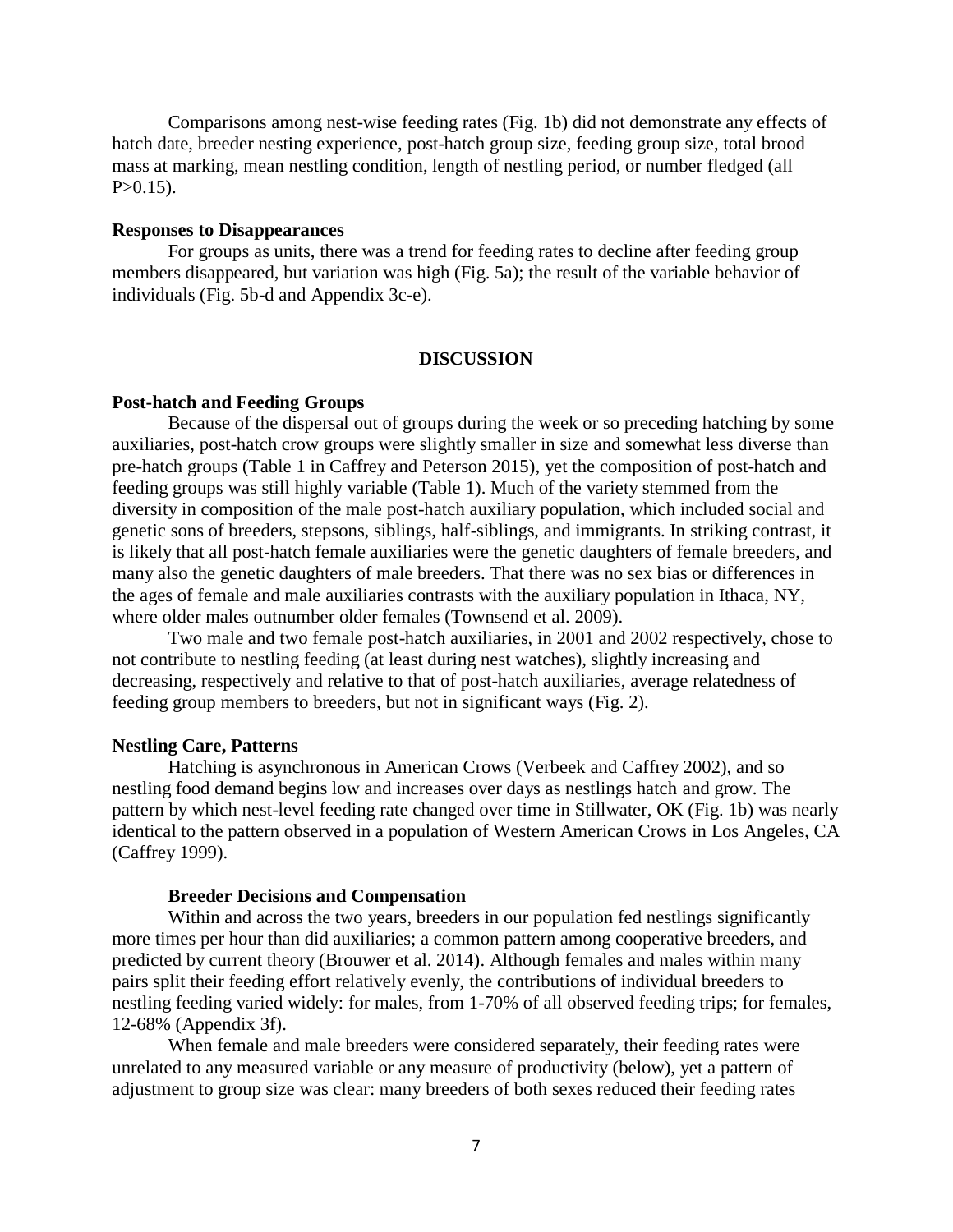Comparisons among nest-wise feeding rates (Fig. 1b) did not demonstrate any effects of hatch date, breeder nesting experience, post-hatch group size, feeding group size, total brood mass at marking, mean nestling condition, length of nestling period, or number fledged (all $P>0.15$).

**Responses to Disappearances**

For groups as units, there was a trend for feeding rates to decline after feeding group members disappeared, but variation was high (Fig. 5a); the result of the variable behavior of individuals (Fig. 5b-d and Appendix 3c-e).

## DISCUSSION

**Post-hatch and Feeding Groups**

Because of the dispersal out of groups during the week or so preceding hatching by some auxiliaries, post-hatch crow groups were slightly smaller in size and somewhat less diverse than pre-hatch groups (Table 1 in Caffrey and Peterson 2015), yet the composition of post-hatch and feeding groups was still highly variable (Table 1). Much of the variety stemmed from the diversity in composition of the male post-hatch auxiliary population, which included social and genetic sons of breeders, stepsons, siblings, half-siblings, and immigrants. In striking contrast, it is likely that all post-hatch female auxiliaries were the genetic daughters of female breeders, and many also the genetic daughters of male breeders. That there was no sex bias or differences in the ages of female and male auxiliaries contrasts with the auxiliary population in Ithaca, NY, where older males outnumber older females (Townsend et al. 2009).

Two male and two female post-hatch auxiliaries, in 2001 and 2002 respectively, chose to not contribute to nestling feeding (at least during nest watches), slightly increasing and decreasing, respectively and relative to that of post-hatch auxiliaries, average relatedness of feeding group members to breeders, but not in significant ways (Fig. 2).

**Nestling Care, Patterns**

Hatching is asynchronous in American Crows (Verbeek and Caffrey 2002), and so nestling food demand begins low and increases over days as nestlings hatch and grow. The pattern by which nest-level feeding rate changed over time in Stillwater, OK (Fig. 1b) was nearly identical to the pattern observed in a population of Western American Crows in Los Angeles, CA (Caffrey 1999).

**Breeder Decisions and Compensation**

Within and across the two years, breeders in our population fed nestlings significantly more times per hour than did auxiliaries; a common pattern among cooperative breeders, and predicted by current theory (Brouwer et al. 2014). Although females and males within many pairs split their feeding effort relatively evenly, the contributions of individual breeders to nestling feeding varied widely: for males, from 1-70% of all observed feeding trips; for females, 12-68% (Appendix 3f).

When female and male breeders were considered separately, their feeding rates were unrelated to any measured variable or any measure of productivity (below), yet a pattern of adjustment to group size was clear: many breeders of both sexes reduced their feeding rates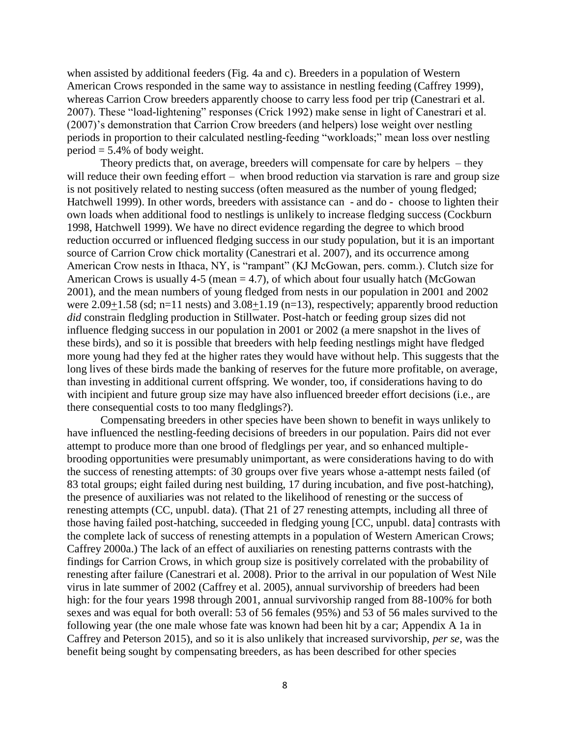when assisted by additional feeders (Fig. 4a and c). Breeders in a population of Western American Crows responded in the same way to assistance in nestling feeding (Caffrey 1999), whereas Carrion Crow breeders apparently choose to carry less food per trip (Canestrari et al. 2007). These "load-lightening" responses (Crick 1992) make sense in light of Canestrari et al. (2007)'s demonstration that Carrion Crow breeders (and helpers) lose weight over nestling periods in proportion to their calculated nestling-feeding "workloads;" mean loss over nestling period = 5.4% of body weight.

Theory predicts that, on average, breeders will compensate for care by helpers – they will reduce their own feeding effort – when brood reduction via starvation is rare and group size is not positively related to nesting success (often measured as the number of young fledged; Hatchwell 1999). In other words, breeders with assistance can - and do - choose to lighten their own loads when additional food to nestlings is unlikely to increase fledging success (Cockburn 1998, Hatchwell 1999). We have no direct evidence regarding the degree to which brood reduction occurred or influenced fledging success in our study population, but it is an important source of Carrion Crow chick mortality (Canestrari et al. 2007), and its occurrence among American Crow nests in Ithaca, NY, is "rampant" (KJ McGowan, pers. comm.). Clutch size for American Crows is usually 4-5 (mean = 4.7), of which about four usually hatch (McGowan 2001), and the mean numbers of young fledged from nests in our population in 2001 and 2002 were $2.09 \pm 1.58$ (sd; n=11 nests) and $3.08 \pm 1.19$ (n=13), respectively; apparently brood reduction *did* constrain fledgling production in Stillwater. Post-hatch or feeding group sizes did not influence fledging success in our population in 2001 or 2002 (a mere snapshot in the lives of these birds), and so it is possible that breeders with help feeding nestlings might have fledged more young had they fed at the higher rates they would have without help. This suggests that the long lives of these birds made the banking of reserves for the future more profitable, on average, than investing in additional current offspring. We wonder, too, if considerations having to do with incipient and future group size may have also influenced breeder effort decisions (i.e., are there consequential costs to too many fledglings?).

Compensating breeders in other species have been shown to benefit in ways unlikely to have influenced the nestling-feeding decisions of breeders in our population. Pairs did not ever attempt to produce more than one brood of fledglings per year, and so enhanced multiple-brooding opportunities were presumably unimportant, as were considerations having to do with the success of renesting attempts: of 30 groups over five years whose a-attempt nests failed (of 83 total groups; eight failed during nest building, 17 during incubation, and five post-hatching), the presence of auxiliaries was not related to the likelihood of renesting or the success of renesting attempts (CC, unpubl. data). (That 21 of 27 renesting attempts, including all three of those having failed post-hatching, succeeded in fledging young [CC, unpubl. data] contrasts with the complete lack of success of renesting attempts in a population of Western American Crows; Caffrey 2000a.) The lack of an effect of auxiliaries on renesting patterns contrasts with the findings for Carrion Crows, in which group size is positively correlated with the probability of renesting after failure (Canestrari et al. 2008). Prior to the arrival in our population of West Nile virus in late summer of 2002 (Caffrey et al. 2005), annual survivorship of breeders had been high: for the four years 1998 through 2001, annual survivorship ranged from 88-100% for both sexes and was equal for both overall: 53 of 56 females (95%) and 53 of 56 males survived to the following year (the one male whose fate was known had been hit by a car; Appendix A 1a in Caffrey and Peterson 2015), and so it is also unlikely that increased survivorship, *per se*, was the benefit being sought by compensating breeders, as has been described for other species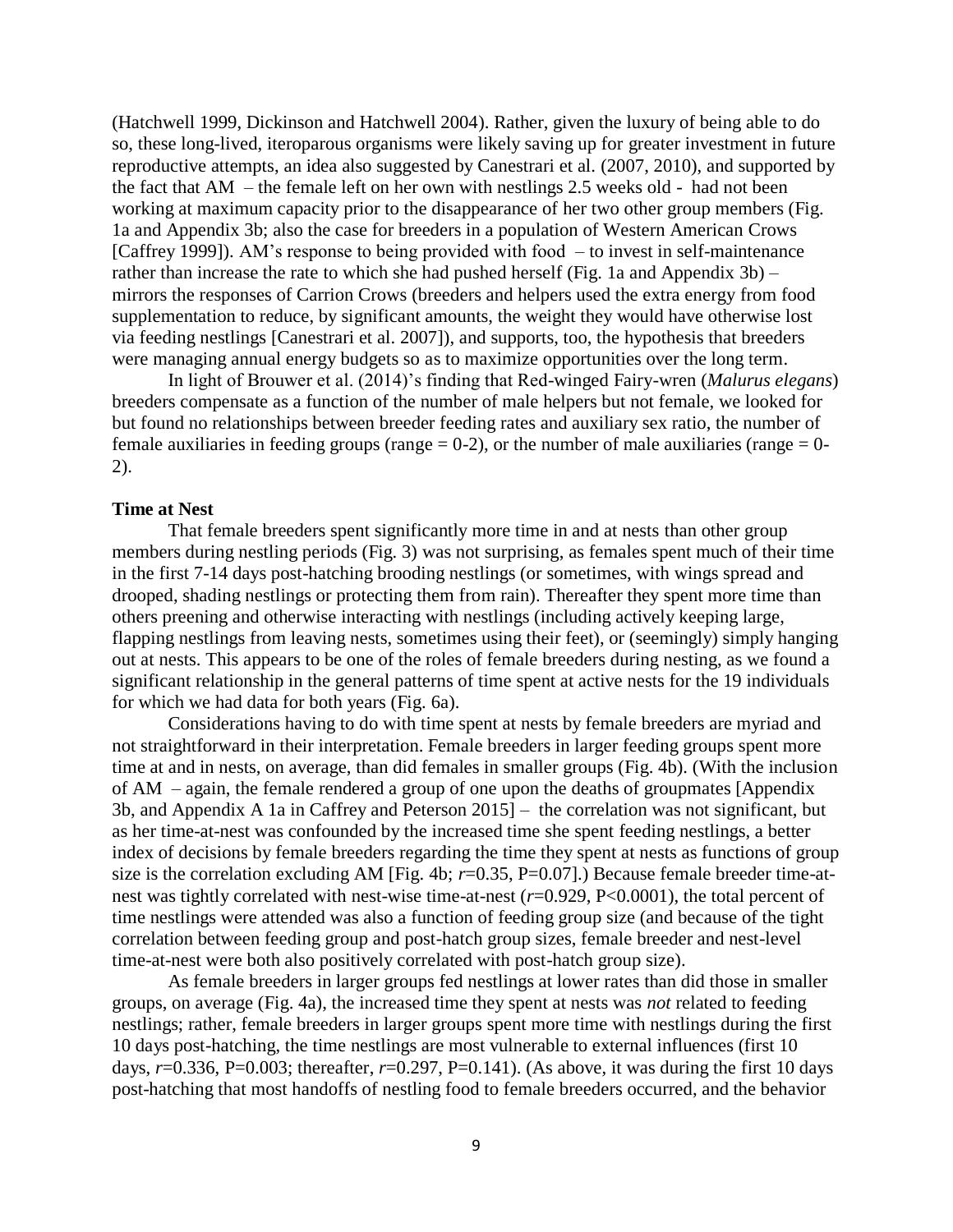(Hatchwell 1999, Dickinson and Hatchwell 2004). Rather, given the luxury of being able to do so, these long-lived, iteroparous organisms were likely saving up for greater investment in future reproductive attempts, an idea also suggested by Canestrari et al. (2007, 2010), and supported by the fact that AM – the female left on her own with nestlings 2.5 weeks old - had not been working at maximum capacity prior to the disappearance of her two other group members (Fig. 1a and Appendix 3b; also the case for breeders in a population of Western American Crows [Caffrey 1999]). AM's response to being provided with food – to invest in self-maintenance rather than increase the rate to which she had pushed herself (Fig. 1a and Appendix 3b) – mirrors the responses of Carrion Crows (breeders and helpers used the extra energy from food supplementation to reduce, by significant amounts, the weight they would have otherwise lost via feeding nestlings [Canestrari et al. 2007]), and supports, too, the hypothesis that breeders were managing annual energy budgets so as to maximize opportunities over the long term.

In light of Brouwer et al. (2014)'s finding that Red-winged Fairy-wren (*Malurus elegans*) breeders compensate as a function of the number of male helpers but not female, we looked for but found no relationships between breeder feeding rates and auxiliary sex ratio, the number of female auxiliaries in feeding groups (range = 0-2), or the number of male auxiliaries (range = 0-2).

**Time at Nest**

That female breeders spent significantly more time in and at nests than other group members during nestling periods (Fig. 3) was not surprising, as females spent much of their time in the first 7-14 days post-hatching brooding nestlings (or sometimes, with wings spread and drooped, shading nestlings or protecting them from rain). Thereafter they spent more time than others preening and otherwise interacting with nestlings (including actively keeping large, flapping nestlings from leaving nests, sometimes using their feet), or (seemingly) simply hanging out at nests. This appears to be one of the roles of female breeders during nesting, as we found a significant relationship in the general patterns of time spent at active nests for the 19 individuals for which we had data for both years (Fig. 6a).

Considerations having to do with time spent at nests by female breeders are myriad and not straightforward in their interpretation. Female breeders in larger feeding groups spent more time at and in nests, on average, than did females in smaller groups (Fig. 4b). (With the inclusion of AM – again, the female rendered a group of one upon the deaths of groupmates [Appendix 3b, and Appendix A 1a in Caffrey and Peterson 2015] – the correlation was not significant, but as her time-at-nest was confounded by the increased time she spent feeding nestlings, a better index of decisions by female breeders regarding the time they spent at nests as functions of group size is the correlation excluding AM [Fig. 4b; $r$=0.35, P=0.07].) Because female breeder time-at-nest was tightly correlated with nest-wise time-at-nest ($r$=0.929, P<0.0001), the total percent of time nestlings were attended was also a function of feeding group size (and because of the tight correlation between feeding group and post-hatch group sizes, female breeder and nest-level time-at-nest were both also positively correlated with post-hatch group size).

As female breeders in larger groups fed nestlings at lower rates than did those in smaller groups, on average (Fig. 4a), the increased time they spent at nests was *not* related to feeding nestlings; rather, female breeders in larger groups spent more time with nestlings during the first 10 days post-hatching, the time nestlings are most vulnerable to external influences (first 10 days, $r$=0.336, P=0.003; thereafter, $r$=0.297, P=0.141). (As above, it was during the first 10 days post-hatching that most handoffs of nestling food to female breeders occurred, and the behavior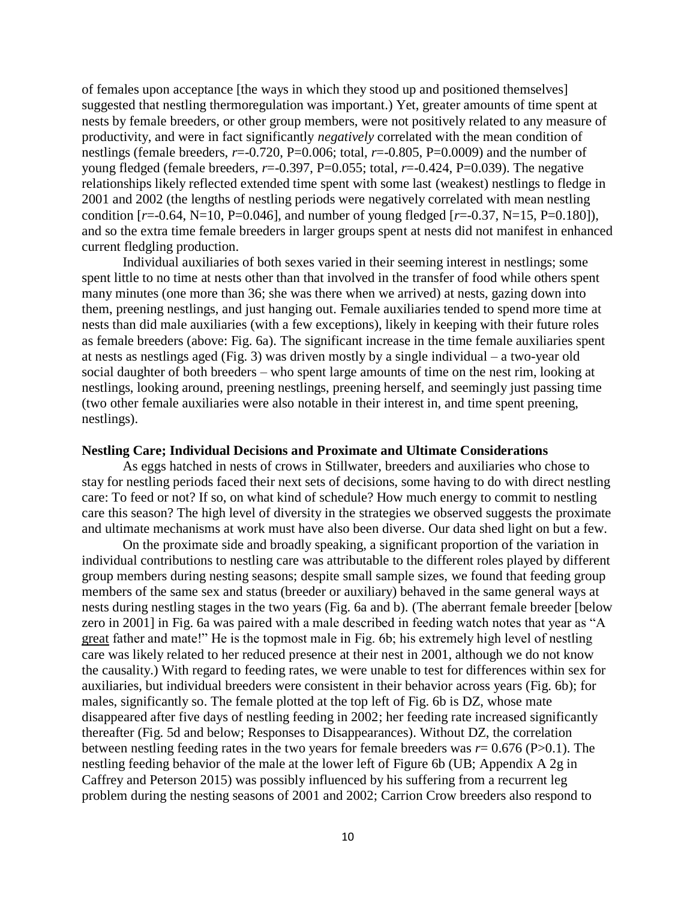of females upon acceptance [the ways in which they stood up and positioned themselves] suggested that nestling thermoregulation was important.) Yet, greater amounts of time spent at nests by female breeders, or other group members, were not positively related to any measure of productivity, and were in fact significantly *negatively* correlated with the mean condition of nestlings (female breeders, $r$=-0.720, P=0.006; total, $r$=-0.805, P=0.0009) and the number of young fledged (female breeders, $r$=-0.397, P=0.055; total, $r$=-0.424, P=0.039). The negative relationships likely reflected extended time spent with some last (weakest) nestlings to fledge in 2001 and 2002 (the lengths of nestling periods were negatively correlated with mean nestling condition [$r$=-0.64, N=10, P=0.046], and number of young fledged [$r$=-0.37, N=15, P=0.180]), and so the extra time female breeders in larger groups spent at nests did not manifest in enhanced current fledgling production.

Individual auxiliaries of both sexes varied in their seeming interest in nestlings; some spent little to no time at nests other than that involved in the transfer of food while others spent many minutes (one more than 36; she was there when we arrived) at nests, gazing down into them, preening nestlings, and just hanging out. Female auxiliaries tended to spend more time at nests than did male auxiliaries (with a few exceptions), likely in keeping with their future roles as female breeders (above: Fig. 6a). The significant increase in the time female auxiliaries spent at nests as nestlings aged (Fig. 3) was driven mostly by a single individual – a two-year old social daughter of both breeders – who spent large amounts of time on the nest rim, looking at nestlings, looking around, preening nestlings, preening herself, and seemingly just passing time (two other female auxiliaries were also notable in their interest in, and time spent preening, nestlings).

**Nestling Care; Individual Decisions and Proximate and Ultimate Considerations**

As eggs hatched in nests of crows in Stillwater, breeders and auxiliaries who chose to stay for nestling periods faced their next sets of decisions, some having to do with direct nestling care: To feed or not? If so, on what kind of schedule? How much energy to commit to nestling care this season? The high level of diversity in the strategies we observed suggests the proximate and ultimate mechanisms at work must have also been diverse. Our data shed light on but a few.

On the proximate side and broadly speaking, a significant proportion of the variation in individual contributions to nestling care was attributable to the different roles played by different group members during nesting seasons; despite small sample sizes, we found that feeding group members of the same sex and status (breeder or auxiliary) behaved in the same general ways at nests during nestling stages in the two years (Fig. 6a and b). (The aberrant female breeder [below zero in 2001] in Fig. 6a was paired with a male described in feeding watch notes that year as "A great father and mate!" He is the topmost male in Fig. 6b; his extremely high level of nestling care was likely related to her reduced presence at their nest in 2001, although we do not know the causality.) With regard to feeding rates, we were unable to test for differences within sex for auxiliaries, but individual breeders were consistent in their behavior across years (Fig. 6b); for males, significantly so. The female plotted at the top left of Fig. 6b is DZ, whose mate disappeared after five days of nestling feeding in 2002; her feeding rate increased significantly thereafter (Fig. 5d and below; Responses to Disappearances). Without DZ, the correlation between nestling feeding rates in the two years for female breeders was $r$= 0.676 (P>0.1). The nestling feeding behavior of the male at the lower left of Figure 6b (UB; Appendix A 2g in Caffrey and Peterson 2015) was possibly influenced by his suffering from a recurrent leg problem during the nesting seasons of 2001 and 2002; Carrion Crow breeders also respond to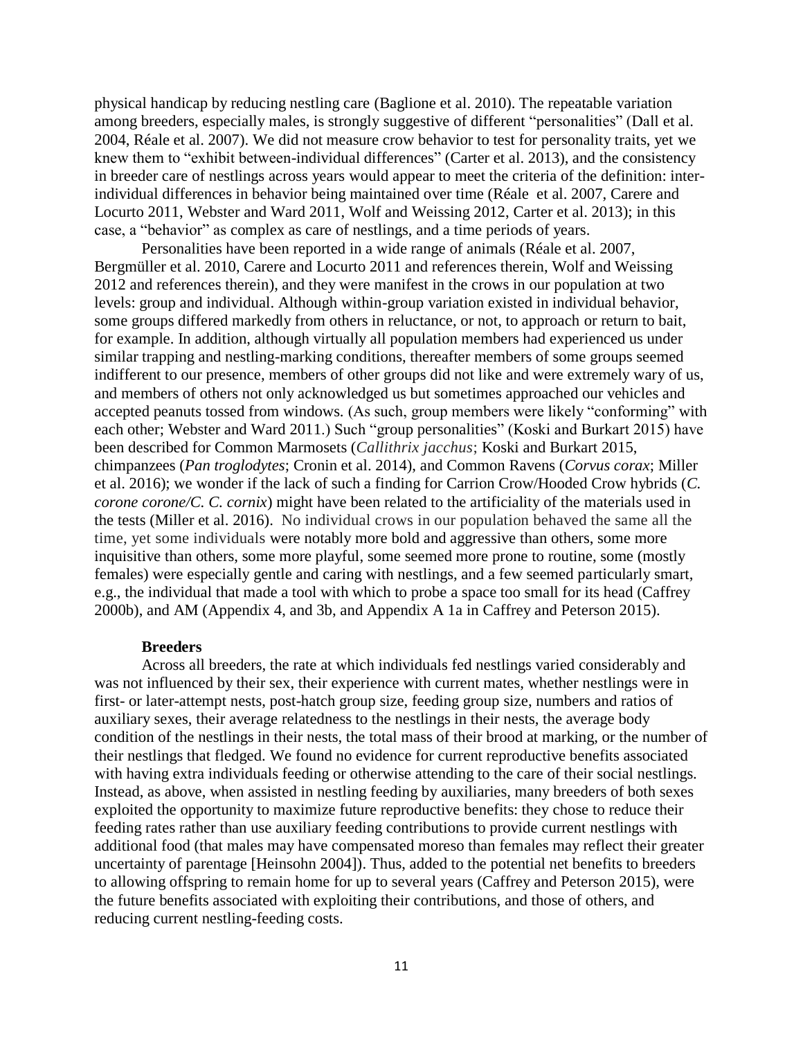physical handicap by reducing nestling care (Baglione et al. 2010). The repeatable variation among breeders, especially males, is strongly suggestive of different "personalities" (Dall et al. 2004, Réale et al. 2007). We did not measure crow behavior to test for personality traits, yet we knew them to "exhibit between-individual differences" (Carter et al. 2013), and the consistency in breeder care of nestlings across years would appear to meet the criteria of the definition: inter-individual differences in behavior being maintained over time (Réale et al. 2007, Carere and Locurto 2011, Webster and Ward 2011, Wolf and Weissing 2012, Carter et al. 2013); in this case, a "behavior" as complex as care of nestlings, and a time periods of years.

Personalities have been reported in a wide range of animals (Réale et al. 2007, Bergmüller et al. 2010, Carere and Locurto 2011 and references therein, Wolf and Weissing 2012 and references therein), and they were manifest in the crows in our population at two levels: group and individual. Although within-group variation existed in individual behavior, some groups differed markedly from others in reluctance, or not, to approach or return to bait, for example. In addition, although virtually all population members had experienced us under similar trapping and nestling-marking conditions, thereafter members of some groups seemed indifferent to our presence, members of other groups did not like and were extremely wary of us, and members of others not only acknowledged us but sometimes approached our vehicles and accepted peanuts tossed from windows. (As such, group members were likely "conforming" with each other; Webster and Ward 2011.) Such "group personalities" (Koski and Burkart 2015) have been described for Common Marmosets (*Callithrix jacchus*; Koski and Burkart 2015, chimpanzees (*Pan troglodytes*; Cronin et al. 2014), and Common Ravens (*Corvus corax*; Miller et al. 2016); we wonder if the lack of such a finding for Carrion Crow/Hooded Crow hybrids (*C. corone corone/C. C. cornix*) might have been related to the artificiality of the materials used in the tests (Miller et al. 2016). No individual crows in our population behaved the same all the time, yet some individuals were notably more bold and aggressive than others, some more inquisitive than others, some more playful, some seemed more prone to routine, some (mostly females) were especially gentle and caring with nestlings, and a few seemed particularly smart, e.g., the individual that made a tool with which to probe a space too small for its head (Caffrey 2000b), and AM (Appendix 4, and 3b, and Appendix A 1a in Caffrey and Peterson 2015).

**Breeders**

Across all breeders, the rate at which individuals fed nestlings varied considerably and was not influenced by their sex, their experience with current mates, whether nestlings were in first- or later-attempt nests, post-hatch group size, feeding group size, numbers and ratios of auxiliary sexes, their average relatedness to the nestlings in their nests, the average body condition of the nestlings in their nests, the total mass of their brood at marking, or the number of their nestlings that fledged. We found no evidence for current reproductive benefits associated with having extra individuals feeding or otherwise attending to the care of their social nestlings. Instead, as above, when assisted in nestling feeding by auxiliaries, many breeders of both sexes exploited the opportunity to maximize future reproductive benefits: they chose to reduce their feeding rates rather than use auxiliary feeding contributions to provide current nestlings with additional food (that males may have compensated moreso than females may reflect their greater uncertainty of parentage [Heinsohn 2004]). Thus, added to the potential net benefits to breeders to allowing offspring to remain home for up to several years (Caffrey and Peterson 2015), were the future benefits associated with exploiting their contributions, and those of others, and reducing current nestling-feeding costs.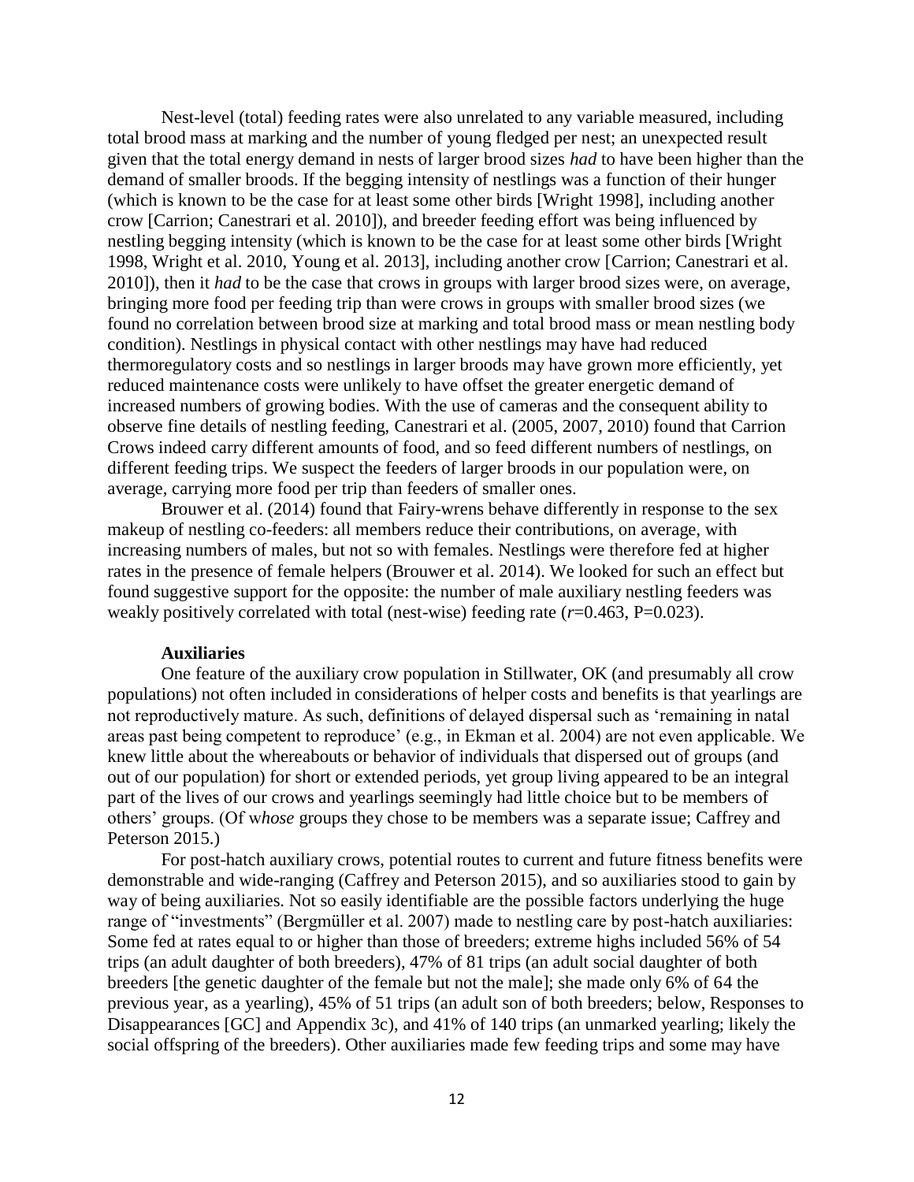Nest-level (total) feeding rates were also unrelated to any variable measured, including total brood mass at marking and the number of young fledged per nest; an unexpected result given that the total energy demand in nests of larger brood sizes *had* to have been higher than the demand of smaller broods. If the begging intensity of nestlings was a function of their hunger (which is known to be the case for at least some other birds [Wright 1998], including another crow [Carrion; Canestrari et al. 2010]), and breeder feeding effort was being influenced by nestling begging intensity (which is known to be the case for at least some other birds [Wright 1998, Wright et al. 2010, Young et al. 2013], including another crow [Carrion; Canestrari et al. 2010]), then it *had* to be the case that crows in groups with larger brood sizes were, on average, bringing more food per feeding trip than were crows in groups with smaller brood sizes (we found no correlation between brood size at marking and total brood mass or mean nestling body condition). Nestlings in physical contact with other nestlings may have had reduced thermoregulatory costs and so nestlings in larger broods may have grown more efficiently, yet reduced maintenance costs were unlikely to have offset the greater energetic demand of increased numbers of growing bodies. With the use of cameras and the consequent ability to observe fine details of nestling feeding, Canestrari et al. (2005, 2007, 2010) found that Carrion Crows indeed carry different amounts of food, and so feed different numbers of nestlings, on different feeding trips. We suspect the feeders of larger broods in our population were, on average, carrying more food per trip than feeders of smaller ones.

Brouwer et al. (2014) found that Fairy-wrens behave differently in response to the sex makeup of nestling co-feeders: all members reduce their contributions, on average, with increasing numbers of males, but not so with females. Nestlings were therefore fed at higher rates in the presence of female helpers (Brouwer et al. 2014). We looked for such an effect but found suggestive support for the opposite: the number of male auxiliary nestling feeders was weakly positively correlated with total (nest-wise) feeding rate ($r$=0.463, P=0.023).

### Auxiliaries

One feature of the auxiliary crow population in Stillwater, OK (and presumably all crow populations) not often included in considerations of helper costs and benefits is that yearlings are not reproductively mature. As such, definitions of delayed dispersal such as 'remaining in natal areas past being competent to reproduce' (e.g., in Ekman et al. 2004) are not even applicable. We knew little about the whereabouts or behavior of individuals that dispersed out of groups (and out of our population) for short or extended periods, yet group living appeared to be an integral part of the lives of our crows and yearlings seemingly had little choice but to be members of others' groups. (Of w*hose* groups they chose to be members was a separate issue; Caffrey and Peterson 2015.)

For post-hatch auxiliary crows, potential routes to current and future fitness benefits were demonstrable and wide-ranging (Caffrey and Peterson 2015), and so auxiliaries stood to gain by way of being auxiliaries. Not so easily identifiable are the possible factors underlying the huge range of "investments" (Bergmüller et al. 2007) made to nestling care by post-hatch auxiliaries: Some fed at rates equal to or higher than those of breeders; extreme highs included 56% of 54 trips (an adult daughter of both breeders), 47% of 81 trips (an adult social daughter of both breeders [the genetic daughter of the female but not the male]; she made only 6% of 64 the previous year, as a yearling), 45% of 51 trips (an adult son of both breeders; below, Responses to Disappearances [GC] and Appendix 3c), and 41% of 140 trips (an unmarked yearling; likely the social offspring of the breeders). Other auxiliaries made few feeding trips and some may have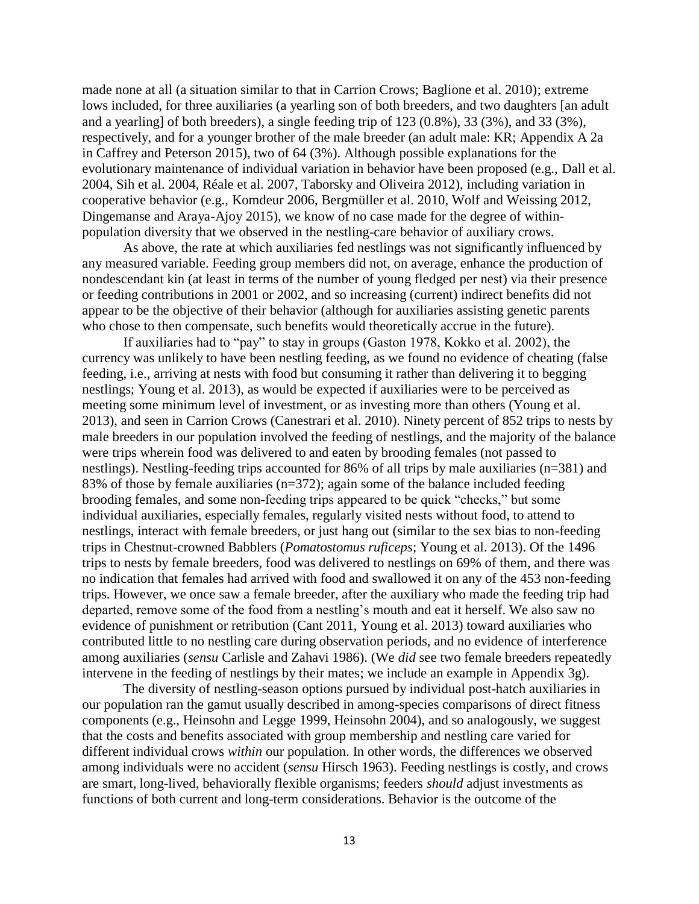made none at all (a situation similar to that in Carrion Crows; Baglione et al. 2010); extreme lows included, for three auxiliaries (a yearling son of both breeders, and two daughters [an adult and a yearling] of both breeders), a single feeding trip of 123 (0.8%), 33 (3%), and 33 (3%), respectively, and for a younger brother of the male breeder (an adult male: KR; Appendix A 2a in Caffrey and Peterson 2015), two of 64 (3%). Although possible explanations for the evolutionary maintenance of individual variation in behavior have been proposed (e.g., Dall et al. 2004, Sih et al. 2004, Réale et al. 2007, Taborsky and Oliveira 2012), including variation in cooperative behavior (e.g., Komdeur 2006, Bergmüller et al. 2010, Wolf and Weissing 2012, Dingemanse and Araya-Ajoy 2015), we know of no case made for the degree of within-population diversity that we observed in the nestling-care behavior of auxiliary crows.

As above, the rate at which auxiliaries fed nestlings was not significantly influenced by any measured variable. Feeding group members did not, on average, enhance the production of nondescendant kin (at least in terms of the number of young fledged per nest) via their presence or feeding contributions in 2001 or 2002, and so increasing (current) indirect benefits did not appear to be the objective of their behavior (although for auxiliaries assisting genetic parents who chose to then compensate, such benefits would theoretically accrue in the future).

If auxiliaries had to "pay" to stay in groups (Gaston 1978, Kokko et al. 2002), the currency was unlikely to have been nestling feeding, as we found no evidence of cheating (false feeding, i.e., arriving at nests with food but consuming it rather than delivering it to begging nestlings; Young et al. 2013), as would be expected if auxiliaries were to be perceived as meeting some minimum level of investment, or as investing more than others (Young et al. 2013), and seen in Carrion Crows (Canestrari et al. 2010). Ninety percent of 852 trips to nests by male breeders in our population involved the feeding of nestlings, and the majority of the balance were trips wherein food was delivered to and eaten by brooding females (not passed to nestlings). Nestling-feeding trips accounted for 86% of all trips by male auxiliaries (n=381) and 83% of those by female auxiliaries (n=372); again some of the balance included feeding brooding females, and some non-feeding trips appeared to be quick "checks," but some individual auxiliaries, especially females, regularly visited nests without food, to attend to nestlings, interact with female breeders, or just hang out (similar to the sex bias to non-feeding trips in Chestnut-crowned Babblers (*Pomatostomus ruficeps*; Young et al. 2013). Of the 1496 trips to nests by female breeders, food was delivered to nestlings on 69% of them, and there was no indication that females had arrived with food and swallowed it on any of the 453 non-feeding trips. However, we once saw a female breeder, after the auxiliary who made the feeding trip had departed, remove some of the food from a nestling's mouth and eat it herself. We also saw no evidence of punishment or retribution (Cant 2011, Young et al. 2013) toward auxiliaries who contributed little to no nestling care during observation periods, and no evidence of interference among auxiliaries (*sensu* Carlisle and Zahavi 1986). (We *did* see two female breeders repeatedly intervene in the feeding of nestlings by their mates; we include an example in Appendix 3g).

The diversity of nestling-season options pursued by individual post-hatch auxiliaries in our population ran the gamut usually described in among-species comparisons of direct fitness components (e.g., Heinsohn and Legge 1999, Heinsohn 2004), and so analogously, we suggest that the costs and benefits associated with group membership and nestling care varied for different individual crows *within* our population. In other words, the differences we observed among individuals were no accident (*sensu* Hirsch 1963). Feeding nestlings is costly, and crows are smart, long-lived, behaviorally flexible organisms; feeders *should* adjust investments as functions of both current and long-term considerations. Behavior is the outcome of the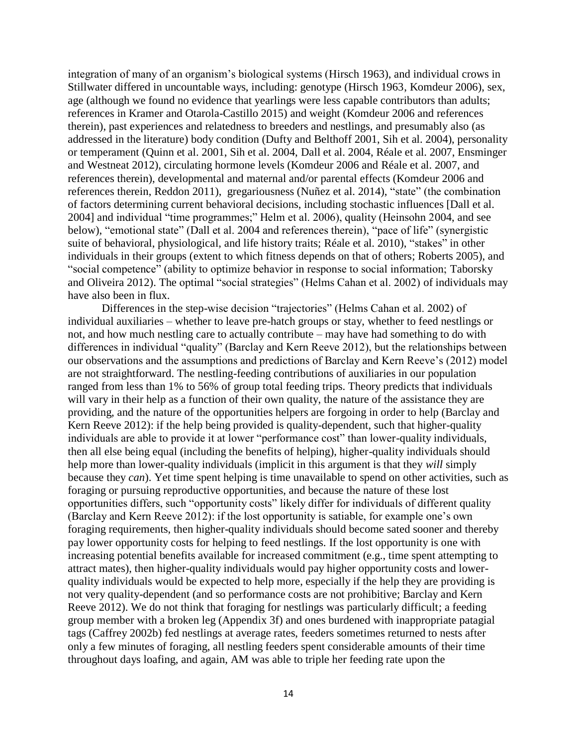integration of many of an organism's biological systems (Hirsch 1963), and individual crows in Stillwater differed in uncountable ways, including: genotype (Hirsch 1963, Komdeur 2006), sex, age (although we found no evidence that yearlings were less capable contributors than adults; references in Kramer and Otarola-Castillo 2015) and weight (Komdeur 2006 and references therein), past experiences and relatedness to breeders and nestlings, and presumably also (as addressed in the literature) body condition (Dufty and Belthoff 2001, Sih et al. 2004), personality or temperament (Quinn et al. 2001, Sih et al. 2004, Dall et al. 2004, Réale et al. 2007, Ensminger and Westneat 2012), circulating hormone levels (Komdeur 2006 and Réale et al. 2007, and references therein), developmental and maternal and/or parental effects (Komdeur 2006 and references therein, Reddon 2011), gregariousness (Nuñez et al. 2014), "state" (the combination of factors determining current behavioral decisions, including stochastic influences [Dall et al. 2004] and individual "time programmes;" Helm et al. 2006), quality (Heinsohn 2004, and see below), "emotional state" (Dall et al. 2004 and references therein), "pace of life" (synergistic suite of behavioral, physiological, and life history traits; Réale et al. 2010), "stakes" in other individuals in their groups (extent to which fitness depends on that of others; Roberts 2005), and "social competence" (ability to optimize behavior in response to social information; Taborsky and Oliveira 2012). The optimal "social strategies" (Helms Cahan et al. 2002) of individuals may have also been in flux.

Differences in the step-wise decision "trajectories" (Helms Cahan et al. 2002) of individual auxiliaries – whether to leave pre-hatch groups or stay, whether to feed nestlings or not, and how much nestling care to actually contribute – may have had something to do with differences in individual "quality" (Barclay and Kern Reeve 2012), but the relationships between our observations and the assumptions and predictions of Barclay and Kern Reeve's (2012) model are not straightforward. The nestling-feeding contributions of auxiliaries in our population ranged from less than 1% to 56% of group total feeding trips. Theory predicts that individuals will vary in their help as a function of their own quality, the nature of the assistance they are providing, and the nature of the opportunities helpers are forgoing in order to help (Barclay and Kern Reeve 2012): if the help being provided is quality-dependent, such that higher-quality individuals are able to provide it at lower "performance cost" than lower-quality individuals, then all else being equal (including the benefits of helping), higher-quality individuals should help more than lower-quality individuals (implicit in this argument is that they *will* simply because they *can*). Yet time spent helping is time unavailable to spend on other activities, such as foraging or pursuing reproductive opportunities, and because the nature of these lost opportunities differs, such "opportunity costs" likely differ for individuals of different quality (Barclay and Kern Reeve 2012): if the lost opportunity is satiable, for example one's own foraging requirements, then higher-quality individuals should become sated sooner and thereby pay lower opportunity costs for helping to feed nestlings. If the lost opportunity is one with increasing potential benefits available for increased commitment (e.g., time spent attempting to attract mates), then higher-quality individuals would pay higher opportunity costs and lower-quality individuals would be expected to help more, especially if the help they are providing is not very quality-dependent (and so performance costs are not prohibitive; Barclay and Kern Reeve 2012). We do not think that foraging for nestlings was particularly difficult; a feeding group member with a broken leg (Appendix 3f) and ones burdened with inappropriate patagial tags (Caffrey 2002b) fed nestlings at average rates, feeders sometimes returned to nests after only a few minutes of foraging, all nestling feeders spent considerable amounts of their time throughout days loafing, and again, AM was able to triple her feeding rate upon the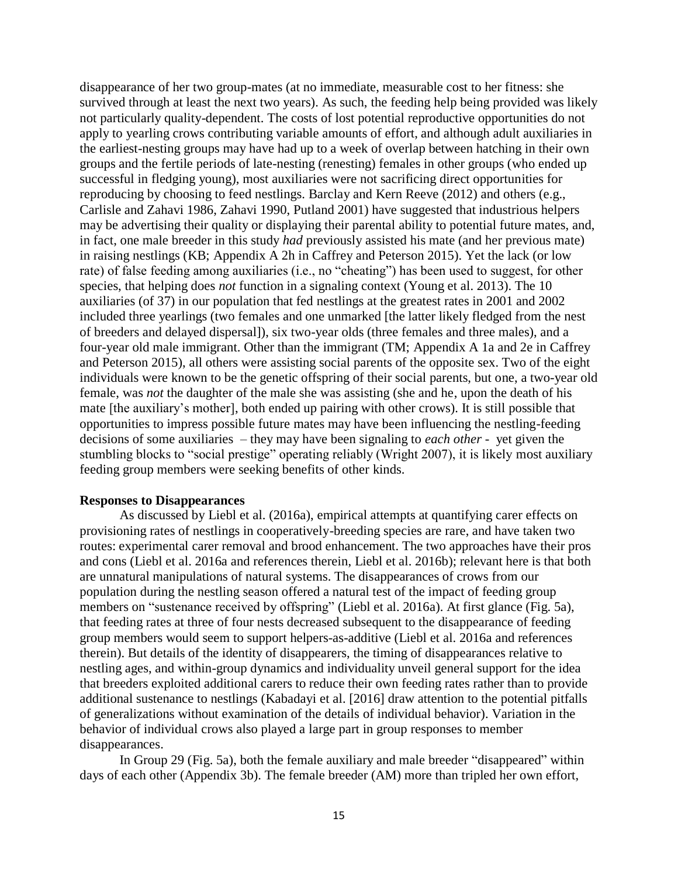disappearance of her two group-mates (at no immediate, measurable cost to her fitness: she survived through at least the next two years). As such, the feeding help being provided was likely not particularly quality-dependent. The costs of lost potential reproductive opportunities do not apply to yearling crows contributing variable amounts of effort, and although adult auxiliaries in the earliest-nesting groups may have had up to a week of overlap between hatching in their own groups and the fertile periods of late-nesting (renesting) females in other groups (who ended up successful in fledging young), most auxiliaries were not sacrificing direct opportunities for reproducing by choosing to feed nestlings. Barclay and Kern Reeve (2012) and others (e.g., Carlisle and Zahavi 1986, Zahavi 1990, Putland 2001) have suggested that industrious helpers may be advertising their quality or displaying their parental ability to potential future mates, and, in fact, one male breeder in this study *had* previously assisted his mate (and her previous mate) in raising nestlings (KB; Appendix A 2h in Caffrey and Peterson 2015). Yet the lack (or low rate) of false feeding among auxiliaries (i.e., no "cheating") has been used to suggest, for other species, that helping does *not* function in a signaling context (Young et al. 2013). The 10 auxiliaries (of 37) in our population that fed nestlings at the greatest rates in 2001 and 2002 included three yearlings (two females and one unmarked [the latter likely fledged from the nest of breeders and delayed dispersal]), six two-year olds (three females and three males), and a four-year old male immigrant. Other than the immigrant (TM; Appendix A 1a and 2e in Caffrey and Peterson 2015), all others were assisting social parents of the opposite sex. Two of the eight individuals were known to be the genetic offspring of their social parents, but one, a two-year old female, was *not* the daughter of the male she was assisting (she and he, upon the death of his mate [the auxiliary's mother], both ended up pairing with other crows). It is still possible that opportunities to impress possible future mates may have been influencing the nestling-feeding decisions of some auxiliaries – they may have been signaling to *each other* - yet given the stumbling blocks to "social prestige" operating reliably (Wright 2007), it is likely most auxiliary feeding group members were seeking benefits of other kinds.

**Responses to Disappearances**

As discussed by Liebl et al. (2016a), empirical attempts at quantifying carer effects on provisioning rates of nestlings in cooperatively-breeding species are rare, and have taken two routes: experimental carer removal and brood enhancement. The two approaches have their pros and cons (Liebl et al. 2016a and references therein, Liebl et al. 2016b); relevant here is that both are unnatural manipulations of natural systems. The disappearances of crows from our population during the nestling season offered a natural test of the impact of feeding group members on "sustenance received by offspring" (Liebl et al. 2016a). At first glance (Fig. 5a), that feeding rates at three of four nests decreased subsequent to the disappearance of feeding group members would seem to support helpers-as-additive (Liebl et al. 2016a and references therein). But details of the identity of disappearers, the timing of disappearances relative to nestling ages, and within-group dynamics and individuality unveil general support for the idea that breeders exploited additional carers to reduce their own feeding rates rather than to provide additional sustenance to nestlings (Kabadayi et al. [2016] draw attention to the potential pitfalls of generalizations without examination of the details of individual behavior). Variation in the behavior of individual crows also played a large part in group responses to member disappearances.

In Group 29 (Fig. 5a), both the female auxiliary and male breeder "disappeared" within days of each other (Appendix 3b). The female breeder (AM) more than tripled her own effort,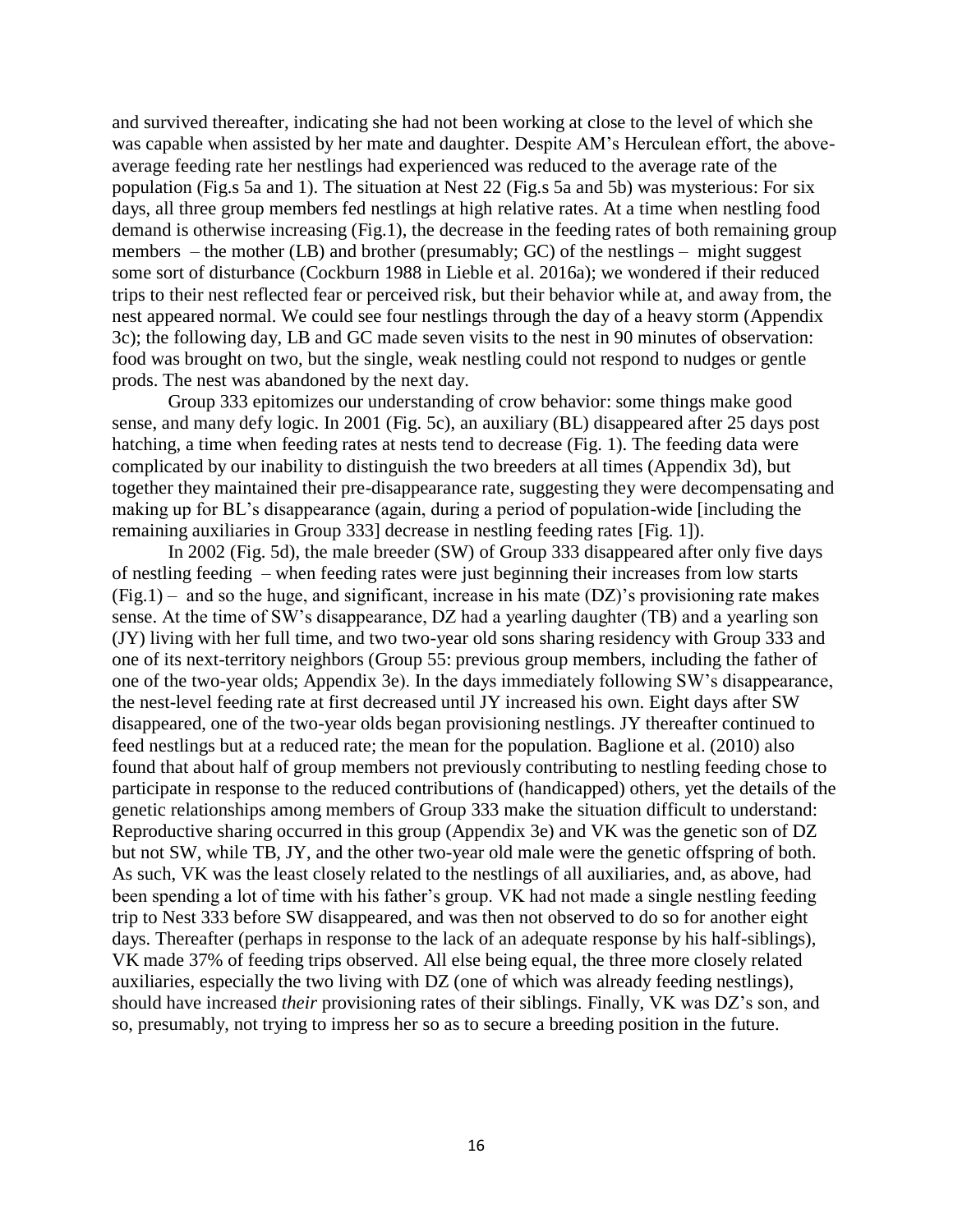and survived thereafter, indicating she had not been working at close to the level of which she was capable when assisted by her mate and daughter. Despite AM's Herculean effort, the above-average feeding rate her nestlings had experienced was reduced to the average rate of the population (Fig.s 5a and 1). The situation at Nest 22 (Fig.s 5a and 5b) was mysterious: For six days, all three group members fed nestlings at high relative rates. At a time when nestling food demand is otherwise increasing (Fig.1), the decrease in the feeding rates of both remaining group members – the mother (LB) and brother (presumably; GC) of the nestlings – might suggest some sort of disturbance (Cockburn 1988 in Lieble et al. 2016a); we wondered if their reduced trips to their nest reflected fear or perceived risk, but their behavior while at, and away from, the nest appeared normal. We could see four nestlings through the day of a heavy storm (Appendix 3c); the following day, LB and GC made seven visits to the nest in 90 minutes of observation: food was brought on two, but the single, weak nestling could not respond to nudges or gentle prods. The nest was abandoned by the next day.

Group 333 epitomizes our understanding of crow behavior: some things make good sense, and many defy logic. In 2001 (Fig. 5c), an auxiliary (BL) disappeared after 25 days post hatching, a time when feeding rates at nests tend to decrease (Fig. 1). The feeding data were complicated by our inability to distinguish the two breeders at all times (Appendix 3d), but together they maintained their pre-disappearance rate, suggesting they were decompensating and making up for BL's disappearance (again, during a period of population-wide [including the remaining auxiliaries in Group 333] decrease in nestling feeding rates [Fig. 1]).

In 2002 (Fig. 5d), the male breeder (SW) of Group 333 disappeared after only five days of nestling feeding – when feeding rates were just beginning their increases from low starts (Fig.1) – and so the huge, and significant, increase in his mate (DZ)'s provisioning rate makes sense. At the time of SW's disappearance, DZ had a yearling daughter (TB) and a yearling son (JY) living with her full time, and two two-year old sons sharing residency with Group 333 and one of its next-territory neighbors (Group 55: previous group members, including the father of one of the two-year olds; Appendix 3e). In the days immediately following SW's disappearance, the nest-level feeding rate at first decreased until JY increased his own. Eight days after SW disappeared, one of the two-year olds began provisioning nestlings. JY thereafter continued to feed nestlings but at a reduced rate; the mean for the population. Baglione et al. (2010) also found that about half of group members not previously contributing to nestling feeding chose to participate in response to the reduced contributions of (handicapped) others, yet the details of the genetic relationships among members of Group 333 make the situation difficult to understand: Reproductive sharing occurred in this group (Appendix 3e) and VK was the genetic son of DZ but not SW, while TB, JY, and the other two-year old male were the genetic offspring of both. As such, VK was the least closely related to the nestlings of all auxiliaries, and, as above, had been spending a lot of time with his father's group. VK had not made a single nestling feeding trip to Nest 333 before SW disappeared, and was then not observed to do so for another eight days. Thereafter (perhaps in response to the lack of an adequate response by his half-siblings), VK made 37% of feeding trips observed. All else being equal, the three more closely related auxiliaries, especially the two living with DZ (one of which was already feeding nestlings), should have increased *their* provisioning rates of their siblings. Finally, VK was DZ's son, and so, presumably, not trying to impress her so as to secure a breeding position in the future.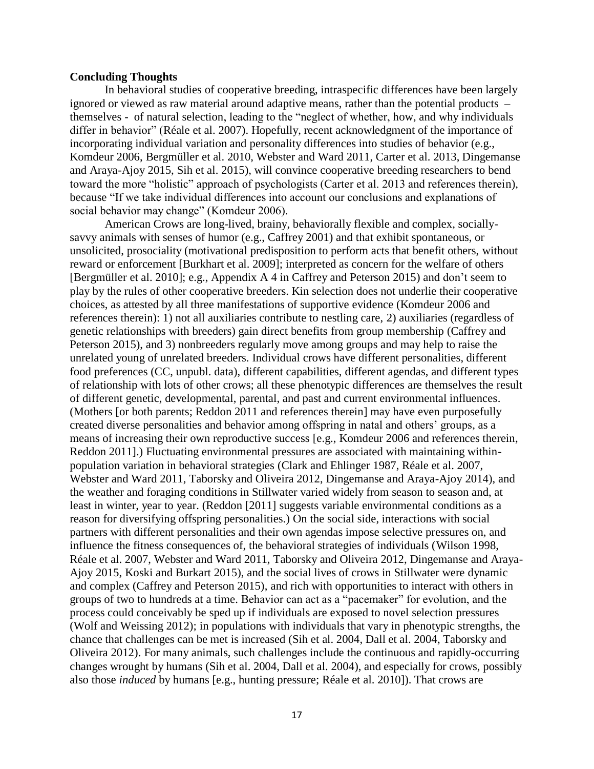**Concluding Thoughts**

In behavioral studies of cooperative breeding, intraspecific differences have been largely ignored or viewed as raw material around adaptive means, rather than the potential products – themselves - of natural selection, leading to the "neglect of whether, how, and why individuals differ in behavior" (Réale et al. 2007). Hopefully, recent acknowledgment of the importance of incorporating individual variation and personality differences into studies of behavior (e.g., Komdeur 2006, Bergmüller et al. 2010, Webster and Ward 2011, Carter et al. 2013, Dingemanse and Araya-Ajoy 2015, Sih et al. 2015), will convince cooperative breeding researchers to bend toward the more "holistic" approach of psychologists (Carter et al. 2013 and references therein), because "If we take individual differences into account our conclusions and explanations of social behavior may change" (Komdeur 2006).

American Crows are long-lived, brainy, behaviorally flexible and complex, socially-savvy animals with senses of humor (e.g., Caffrey 2001) and that exhibit spontaneous, or unsolicited, prosociality (motivational predisposition to perform acts that benefit others, without reward or enforcement [Burkhart et al. 2009]; interpreted as concern for the welfare of others [Bergmüller et al. 2010]; e.g., Appendix A 4 in Caffrey and Peterson 2015) and don't seem to play by the rules of other cooperative breeders. Kin selection does not underlie their cooperative choices, as attested by all three manifestations of supportive evidence (Komdeur 2006 and references therein): 1) not all auxiliaries contribute to nestling care, 2) auxiliaries (regardless of genetic relationships with breeders) gain direct benefits from group membership (Caffrey and Peterson 2015), and 3) nonbreeders regularly move among groups and may help to raise the unrelated young of unrelated breeders. Individual crows have different personalities, different food preferences (CC, unpubl. data), different capabilities, different agendas, and different types of relationship with lots of other crows; all these phenotypic differences are themselves the result of different genetic, developmental, parental, and past and current environmental influences. (Mothers [or both parents; Reddon 2011 and references therein] may have even purposefully created diverse personalities and behavior among offspring in natal and others' groups, as a means of increasing their own reproductive success [e.g., Komdeur 2006 and references therein, Reddon 2011].) Fluctuating environmental pressures are associated with maintaining within-population variation in behavioral strategies (Clark and Ehlinger 1987, Réale et al. 2007, Webster and Ward 2011, Taborsky and Oliveira 2012, Dingemanse and Araya-Ajoy 2014), and the weather and foraging conditions in Stillwater varied widely from season to season and, at least in winter, year to year. (Reddon [2011] suggests variable environmental conditions as a reason for diversifying offspring personalities.) On the social side, interactions with social partners with different personalities and their own agendas impose selective pressures on, and influence the fitness consequences of, the behavioral strategies of individuals (Wilson 1998, Réale et al. 2007, Webster and Ward 2011, Taborsky and Oliveira 2012, Dingemanse and Araya-Ajoy 2015, Koski and Burkart 2015), and the social lives of crows in Stillwater were dynamic and complex (Caffrey and Peterson 2015), and rich with opportunities to interact with others in groups of two to hundreds at a time. Behavior can act as a "pacemaker" for evolution, and the process could conceivably be sped up if individuals are exposed to novel selection pressures (Wolf and Weissing 2012); in populations with individuals that vary in phenotypic strengths, the chance that challenges can be met is increased (Sih et al. 2004, Dall et al. 2004, Taborsky and Oliveira 2012). For many animals, such challenges include the continuous and rapidly-occurring changes wrought by humans (Sih et al. 2004, Dall et al. 2004), and especially for crows, possibly also those *induced* by humans [e.g., hunting pressure; Réale et al. 2010]). That crows are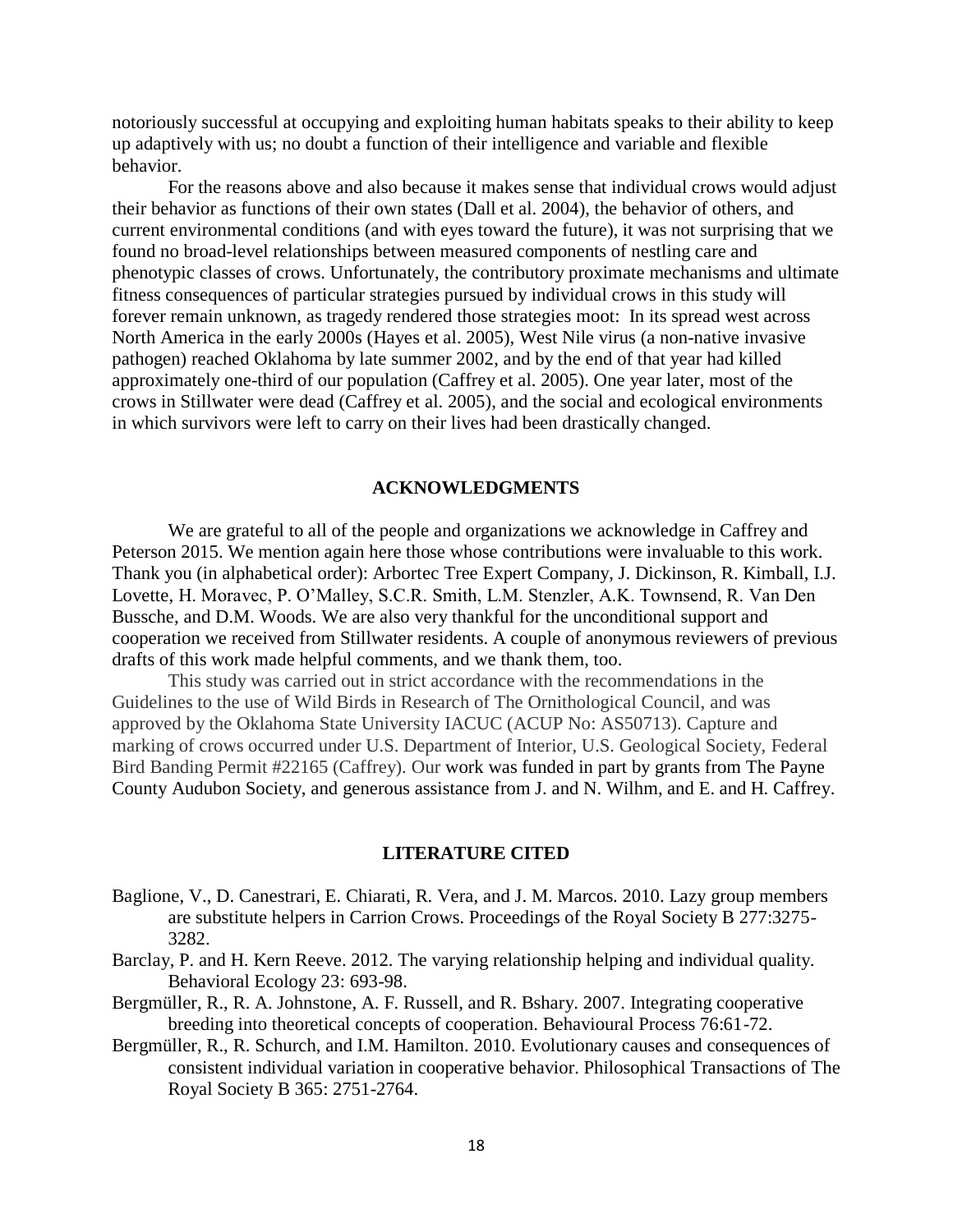notoriously successful at occupying and exploiting human habitats speaks to their ability to keep up adaptively with us; no doubt a function of their intelligence and variable and flexible behavior.

For the reasons above and also because it makes sense that individual crows would adjust their behavior as functions of their own states (Dall et al. 2004), the behavior of others, and current environmental conditions (and with eyes toward the future), it was not surprising that we found no broad-level relationships between measured components of nestling care and phenotypic classes of crows. Unfortunately, the contributory proximate mechanisms and ultimate fitness consequences of particular strategies pursued by individual crows in this study will forever remain unknown, as tragedy rendered those strategies moot: In its spread west across North America in the early 2000s (Hayes et al. 2005), West Nile virus (a non-native invasive pathogen) reached Oklahoma by late summer 2002, and by the end of that year had killed approximately one-third of our population (Caffrey et al. 2005). One year later, most of the crows in Stillwater were dead (Caffrey et al. 2005), and the social and ecological environments in which survivors were left to carry on their lives had been drastically changed.

## ACKNOWLEDGMENTS

We are grateful to all of the people and organizations we acknowledge in Caffrey and Peterson 2015. We mention again here those whose contributions were invaluable to this work. Thank you (in alphabetical order): Arbortec Tree Expert Company, J. Dickinson, R. Kimball, I.J. Lovette, H. Moravec, P. O'Malley, S.C.R. Smith, L.M. Stenzler, A.K. Townsend, R. Van Den Bussche, and D.M. Woods. We are also very thankful for the unconditional support and cooperation we received from Stillwater residents. A couple of anonymous reviewers of previous drafts of this work made helpful comments, and we thank them, too.

This study was carried out in strict accordance with the recommendations in the Guidelines to the use of Wild Birds in Research of The Ornithological Council, and was approved by the Oklahoma State University IACUC (ACUP No: AS50713). Capture and marking of crows occurred under U.S. Department of Interior, U.S. Geological Society, Federal Bird Banding Permit #22165 (Caffrey). Our work was funded in part by grants from The Payne County Audubon Society, and generous assistance from J. and N. Wilhm, and E. and H. Caffrey.

## LITERATURE CITED

Baglione, V., D. Canestrari, E. Chiarati, R. Vera, and J. M. Marcos. 2010. Lazy group members are substitute helpers in Carrion Crows. Proceedings of the Royal Society B 277:3275-3282.

Barclay, P. and H. Kern Reeve. 2012. The varying relationship helping and individual quality. Behavioral Ecology 23: 693-98.

Bergmüller, R., R. A. Johnstone, A. F. Russell, and R. Bshary. 2007. Integrating cooperative breeding into theoretical concepts of cooperation. Behavioural Process 76:61-72.

Bergmüller, R., R. Schurch, and I.M. Hamilton. 2010. Evolutionary causes and consequences of consistent individual variation in cooperative behavior. Philosophical Transactions of The Royal Society B 365: 2751-2764.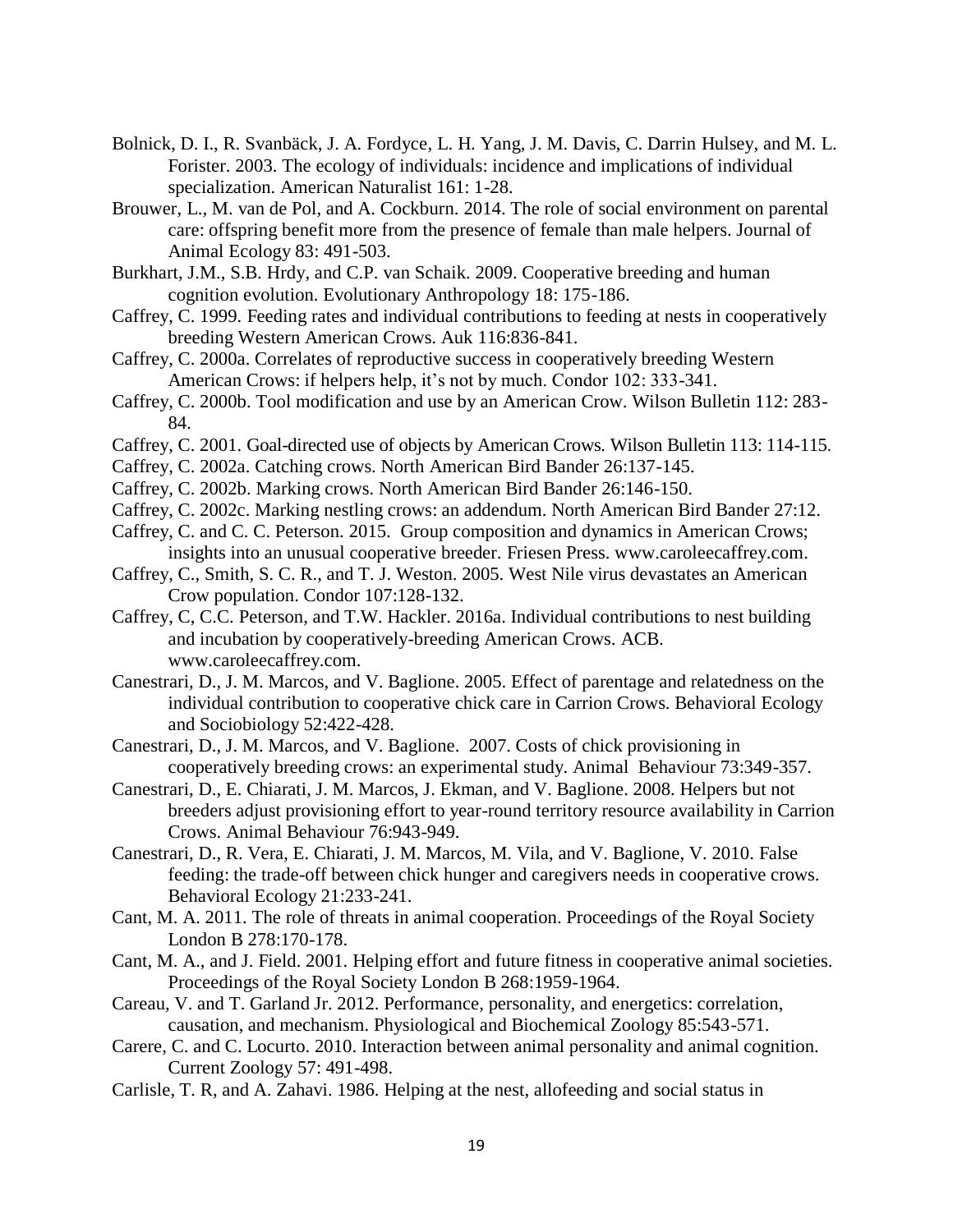Bolnick, D. I., R. Svanbäck, J. A. Fordyce, L. H. Yang, J. M. Davis, C. Darrin Hulsey, and M. L. Forister. 2003. The ecology of individuals: incidence and implications of individual specialization. American Naturalist 161: 1-28.

Brouwer, L., M. van de Pol, and A. Cockburn. 2014. The role of social environment on parental care: offspring benefit more from the presence of female than male helpers. Journal of Animal Ecology 83: 491-503.

Burkhart, J.M., S.B. Hrdy, and C.P. van Schaik. 2009. Cooperative breeding and human cognition evolution. Evolutionary Anthropology 18: 175-186.

Caffrey, C. 1999. Feeding rates and individual contributions to feeding at nests in cooperatively breeding Western American Crows. Auk 116:836-841.

Caffrey, C. 2000a. Correlates of reproductive success in cooperatively breeding Western American Crows: if helpers help, it's not by much. Condor 102: 333-341.

Caffrey, C. 2000b. Tool modification and use by an American Crow. Wilson Bulletin 112: 283-84.

Caffrey, C. 2001. Goal-directed use of objects by American Crows. Wilson Bulletin 113: 114-115.

Caffrey, C. 2002a. Catching crows. North American Bird Bander 26:137-145.

Caffrey, C. 2002b. Marking crows. North American Bird Bander 26:146-150.

Caffrey, C. 2002c. Marking nestling crows: an addendum. North American Bird Bander 27:12.

Caffrey, C. and C. C. Peterson. 2015. Group composition and dynamics in American Crows; insights into an unusual cooperative breeder. Friesen Press. www.caroleecaffrey.com.

Caffrey, C., Smith, S. C. R., and T. J. Weston. 2005. West Nile virus devastates an American Crow population. Condor 107:128-132.

Caffrey, C, C.C. Peterson, and T.W. Hackler. 2016a. Individual contributions to nest building and incubation by cooperatively-breeding American Crows. ACB. www.caroleecaffrey.com.

Canestrari, D., J. M. Marcos, and V. Baglione. 2005. Effect of parentage and relatedness on the individual contribution to cooperative chick care in Carrion Crows. Behavioral Ecology and Sociobiology 52:422-428.

Canestrari, D., J. M. Marcos, and V. Baglione. 2007. Costs of chick provisioning in cooperatively breeding crows: an experimental study. Animal Behaviour 73:349-357.

Canestrari, D., E. Chiarati, J. M. Marcos, J. Ekman, and V. Baglione. 2008. Helpers but not breeders adjust provisioning effort to year-round territory resource availability in Carrion Crows. Animal Behaviour 76:943-949.

Canestrari, D., R. Vera, E. Chiarati, J. M. Marcos, M. Vila, and V. Baglione, V. 2010. False feeding: the trade-off between chick hunger and caregivers needs in cooperative crows. Behavioral Ecology 21:233-241.

Cant, M. A. 2011. The role of threats in animal cooperation. Proceedings of the Royal Society London B 278:170-178.

Cant, M. A., and J. Field. 2001. Helping effort and future fitness in cooperative animal societies. Proceedings of the Royal Society London B 268:1959-1964.

Careau, V. and T. Garland Jr. 2012. Performance, personality, and energetics: correlation, causation, and mechanism. Physiological and Biochemical Zoology 85:543-571.

Carere, C. and C. Locurto. 2010. Interaction between animal personality and animal cognition. Current Zoology 57: 491-498.

Carlisle, T. R, and A. Zahavi. 1986. Helping at the nest, allofeeding and social status in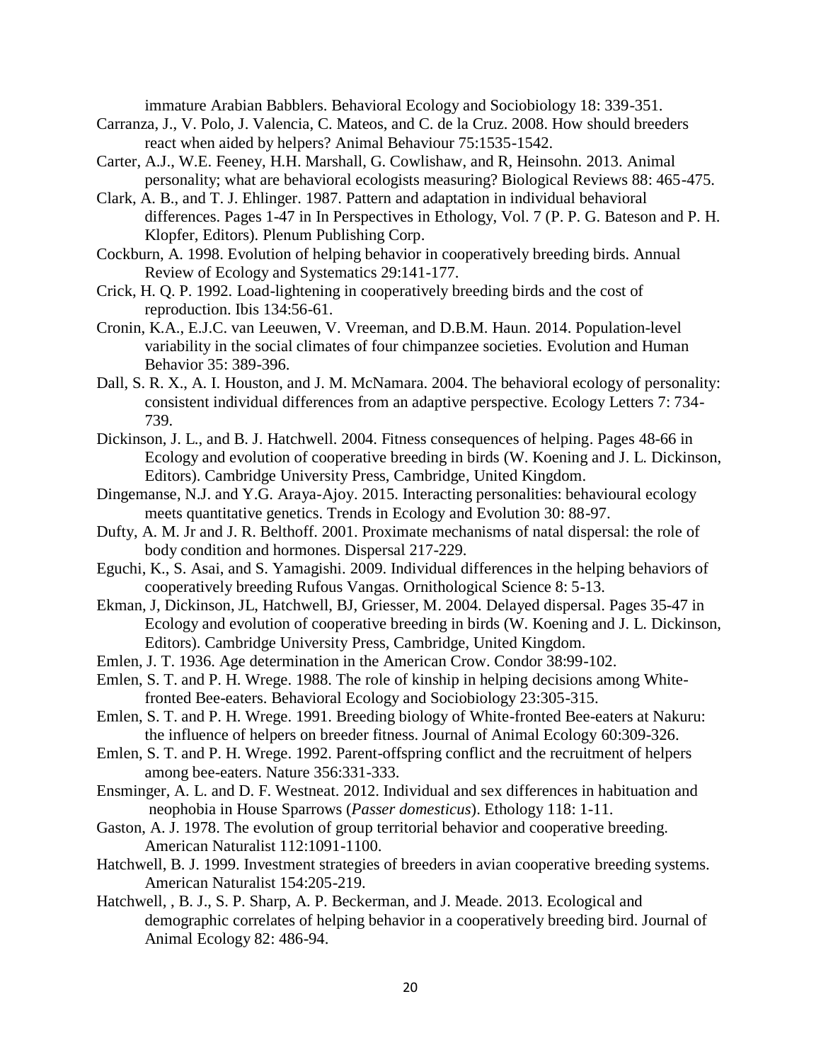immature Arabian Babblers. Behavioral Ecology and Sociobiology 18: 339-351.

Carranza, J., V. Polo, J. Valencia, C. Mateos, and C. de la Cruz. 2008. How should breeders react when aided by helpers? Animal Behaviour 75:1535-1542.

Carter, A.J., W.E. Feeney, H.H. Marshall, G. Cowlishaw, and R, Heinsohn. 2013. Animal personality; what are behavioral ecologists measuring? Biological Reviews 88: 465-475.

Clark, A. B., and T. J. Ehlinger. 1987. Pattern and adaptation in individual behavioral differences. Pages 1-47 in In Perspectives in Ethology, Vol. 7 (P. P. G. Bateson and P. H. Klopfer, Editors). Plenum Publishing Corp.

Cockburn, A. 1998. Evolution of helping behavior in cooperatively breeding birds. Annual Review of Ecology and Systematics 29:141-177.

Crick, H. Q. P. 1992. Load-lightening in cooperatively breeding birds and the cost of reproduction. Ibis 134:56-61.

Cronin, K.A., E.J.C. van Leeuwen, V. Vreeman, and D.B.M. Haun. 2014. Population-level variability in the social climates of four chimpanzee societies. Evolution and Human Behavior 35: 389-396.

Dall, S. R. X., A. I. Houston, and J. M. McNamara. 2004. The behavioral ecology of personality: consistent individual differences from an adaptive perspective. Ecology Letters 7: 734-739.

Dickinson, J. L., and B. J. Hatchwell. 2004. Fitness consequences of helping. Pages 48-66 in Ecology and evolution of cooperative breeding in birds (W. Koening and J. L. Dickinson, Editors). Cambridge University Press, Cambridge, United Kingdom.

Dingemanse, N.J. and Y.G. Araya-Ajoy. 2015. Interacting personalities: behavioural ecology meets quantitative genetics. Trends in Ecology and Evolution 30: 88-97.

Dufty, A. M. Jr and J. R. Belthoff. 2001. Proximate mechanisms of natal dispersal: the role of body condition and hormones. Dispersal 217-229.

Eguchi, K., S. Asai, and S. Yamagishi. 2009. Individual differences in the helping behaviors of cooperatively breeding Rufous Vangas. Ornithological Science 8: 5-13.

Ekman, J, Dickinson, JL, Hatchwell, BJ, Griesser, M. 2004. Delayed dispersal. Pages 35-47 in Ecology and evolution of cooperative breeding in birds (W. Koening and J. L. Dickinson, Editors). Cambridge University Press, Cambridge, United Kingdom.

Emlen, J. T. 1936. Age determination in the American Crow. Condor 38:99-102.

Emlen, S. T. and P. H. Wrege. 1988. The role of kinship in helping decisions among White-fronted Bee-eaters. Behavioral Ecology and Sociobiology 23:305-315.

Emlen, S. T. and P. H. Wrege. 1991. Breeding biology of White-fronted Bee-eaters at Nakuru: the influence of helpers on breeder fitness. Journal of Animal Ecology 60:309-326.

Emlen, S. T. and P. H. Wrege. 1992. Parent-offspring conflict and the recruitment of helpers among bee-eaters. Nature 356:331-333.

Ensminger, A. L. and D. F. Westneat. 2012. Individual and sex differences in habituation and neophobia in House Sparrows (*Passer domesticus*). Ethology 118: 1-11.

Gaston, A. J. 1978. The evolution of group territorial behavior and cooperative breeding. American Naturalist 112:1091-1100.

Hatchwell, B. J. 1999. Investment strategies of breeders in avian cooperative breeding systems. American Naturalist 154:205-219.

Hatchwell, , B. J., S. P. Sharp, A. P. Beckerman, and J. Meade. 2013. Ecological and demographic correlates of helping behavior in a cooperatively breeding bird. Journal of Animal Ecology 82: 486-94.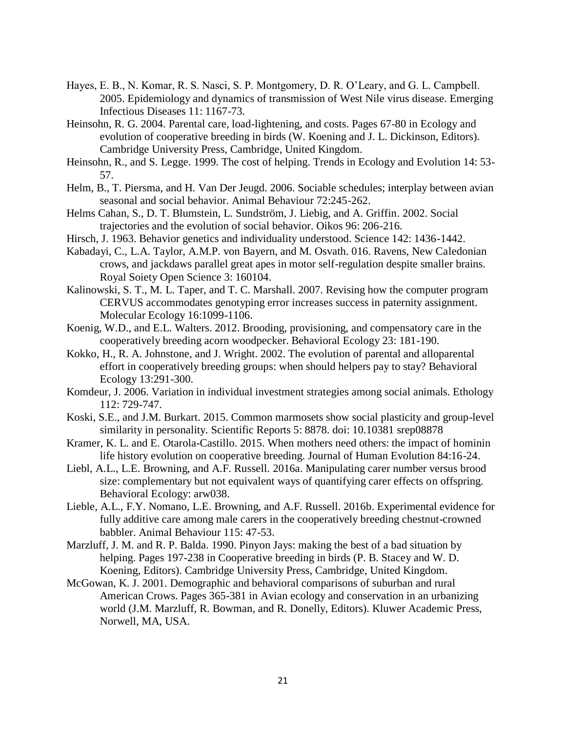Hayes, E. B., N. Komar, R. S. Nasci, S. P. Montgomery, D. R. O'Leary, and G. L. Campbell. 2005. Epidemiology and dynamics of transmission of West Nile virus disease. Emerging Infectious Diseases 11: 1167-73.

Heinsohn, R. G. 2004. Parental care, load-lightening, and costs. Pages 67-80 in Ecology and evolution of cooperative breeding in birds (W. Koening and J. L. Dickinson, Editors). Cambridge University Press, Cambridge, United Kingdom.

Heinsohn, R., and S. Legge. 1999. The cost of helping. Trends in Ecology and Evolution 14: 53-57.

Helm, B., T. Piersma, and H. Van Der Jeugd. 2006. Sociable schedules; interplay between avian seasonal and social behavior. Animal Behaviour 72:245-262.

Helms Cahan, S., D. T. Blumstein, L. Sundström, J. Liebig, and A. Griffin. 2002. Social trajectories and the evolution of social behavior. Oikos 96: 206-216.

Hirsch, J. 1963. Behavior genetics and individuality understood. Science 142: 1436-1442.

Kabadayi, C., L.A. Taylor, A.M.P. von Bayern, and M. Osvath. 016. Ravens, New Caledonian crows, and jackdaws parallel great apes in motor self-regulation despite smaller brains. Royal Soiety Open Science 3: 160104.

Kalinowski, S. T., M. L. Taper, and T. C. Marshall. 2007. Revising how the computer program CERVUS accommodates genotyping error increases success in paternity assignment. Molecular Ecology 16:1099-1106.

Koenig, W.D., and E.L. Walters. 2012. Brooding, provisioning, and compensatory care in the cooperatively breeding acorn woodpecker. Behavioral Ecology 23: 181-190.

Kokko, H., R. A. Johnstone, and J. Wright. 2002. The evolution of parental and alloparental effort in cooperatively breeding groups: when should helpers pay to stay? Behavioral Ecology 13:291-300.

Komdeur, J. 2006. Variation in individual investment strategies among social animals. Ethology 112: 729-747.

Koski, S.E., and J.M. Burkart. 2015. Common marmosets show social plasticity and group-level similarity in personality. Scientific Reports 5: 8878. doi: 10.10381 srep08878

Kramer, K. L. and E. Otarola-Castillo. 2015. When mothers need others: the impact of hominin life history evolution on cooperative breeding. Journal of Human Evolution 84:16-24.

Liebl, A.L., L.E. Browning, and A.F. Russell. 2016a. Manipulating carer number versus brood size: complementary but not equivalent ways of quantifying carer effects on offspring. Behavioral Ecology: arw038.

Lieble, A.L., F.Y. Nomano, L.E. Browning, and A.F. Russell. 2016b. Experimental evidence for fully additive care among male carers in the cooperatively breeding chestnut-crowned babbler. Animal Behaviour 115: 47-53.

Marzluff, J. M. and R. P. Balda. 1990. Pinyon Jays: making the best of a bad situation by helping. Pages 197-238 in Cooperative breeding in birds (P. B. Stacey and W. D. Koening, Editors). Cambridge University Press, Cambridge, United Kingdom.

McGowan, K. J. 2001. Demographic and behavioral comparisons of suburban and rural American Crows. Pages 365-381 in Avian ecology and conservation in an urbanizing world (J.M. Marzluff, R. Bowman, and R. Donelly, Editors). Kluwer Academic Press, Norwell, MA, USA.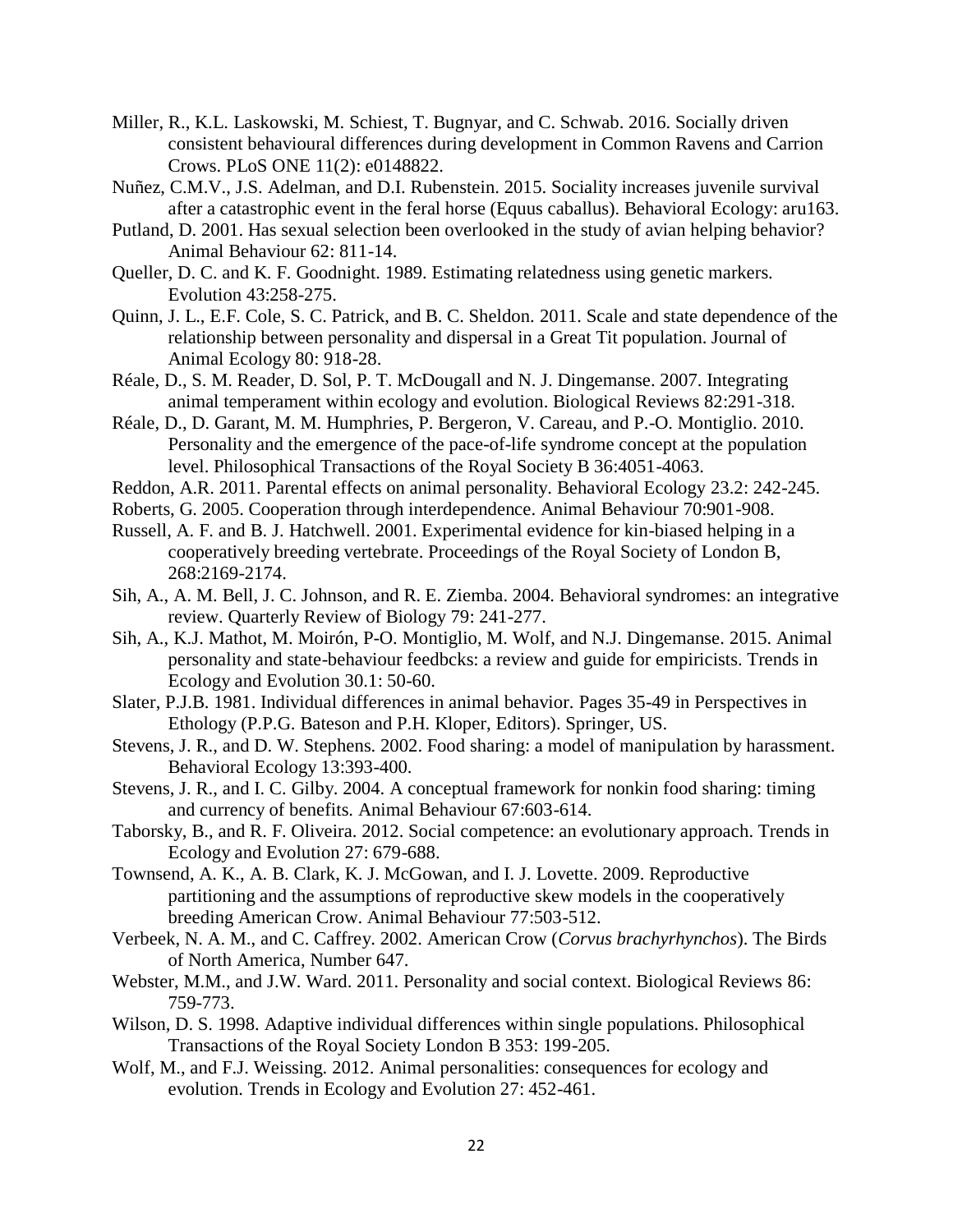Miller, R., K.L. Laskowski, M. Schiest, T. Bugnyar, and C. Schwab. 2016. Socially driven consistent behavioural differences during development in Common Ravens and Carrion Crows. PLoS ONE 11(2): e0148822.

Nuñez, C.M.V., J.S. Adelman, and D.I. Rubenstein. 2015. Sociality increases juvenile survival after a catastrophic event in the feral horse (Equus caballus). Behavioral Ecology: aru163.

Putland, D. 2001. Has sexual selection been overlooked in the study of avian helping behavior? Animal Behaviour 62: 811-14.

Queller, D. C. and K. F. Goodnight. 1989. Estimating relatedness using genetic markers. Evolution 43:258-275.

Quinn, J. L., E.F. Cole, S. C. Patrick, and B. C. Sheldon. 2011. Scale and state dependence of the relationship between personality and dispersal in a Great Tit population. Journal of Animal Ecology 80: 918-28.

Réale, D., S. M. Reader, D. Sol, P. T. McDougall and N. J. Dingemanse. 2007. Integrating animal temperament within ecology and evolution. Biological Reviews 82:291-318.

Réale, D., D. Garant, M. M. Humphries, P. Bergeron, V. Careau, and P.-O. Montiglio. 2010. Personality and the emergence of the pace-of-life syndrome concept at the population level. Philosophical Transactions of the Royal Society B 36:4051-4063.

Reddon, A.R. 2011. Parental effects on animal personality. Behavioral Ecology 23.2: 242-245.

Roberts, G. 2005. Cooperation through interdependence. Animal Behaviour 70:901-908.

Russell, A. F. and B. J. Hatchwell. 2001. Experimental evidence for kin-biased helping in a cooperatively breeding vertebrate. Proceedings of the Royal Society of London B, 268:2169-2174.

Sih, A., A. M. Bell, J. C. Johnson, and R. E. Ziemba. 2004. Behavioral syndromes: an integrative review. Quarterly Review of Biology 79: 241-277.

Sih, A., K.J. Mathot, M. Moirón, P-O. Montiglio, M. Wolf, and N.J. Dingemanse. 2015. Animal personality and state-behaviour feedbcks: a review and guide for empiricists. Trends in Ecology and Evolution 30.1: 50-60.

Slater, P.J.B. 1981. Individual differences in animal behavior. Pages 35-49 in Perspectives in Ethology (P.P.G. Bateson and P.H. Kloper, Editors). Springer, US.

Stevens, J. R., and D. W. Stephens. 2002. Food sharing: a model of manipulation by harassment. Behavioral Ecology 13:393-400.

Stevens, J. R., and I. C. Gilby. 2004. A conceptual framework for nonkin food sharing: timing and currency of benefits. Animal Behaviour 67:603-614.

Taborsky, B., and R. F. Oliveira. 2012. Social competence: an evolutionary approach. Trends in Ecology and Evolution 27: 679-688.

Townsend, A. K., A. B. Clark, K. J. McGowan, and I. J. Lovette. 2009. Reproductive partitioning and the assumptions of reproductive skew models in the cooperatively breeding American Crow. Animal Behaviour 77:503-512.

Verbeek, N. A. M., and C. Caffrey. 2002. American Crow (*Corvus brachyrhynchos*). The Birds of North America, Number 647.

Webster, M.M., and J.W. Ward. 2011. Personality and social context. Biological Reviews 86: 759-773.

Wilson, D. S. 1998. Adaptive individual differences within single populations. Philosophical Transactions of the Royal Society London B 353: 199-205.

Wolf, M., and F.J. Weissing. 2012. Animal personalities: consequences for ecology and evolution. Trends in Ecology and Evolution 27: 452-461.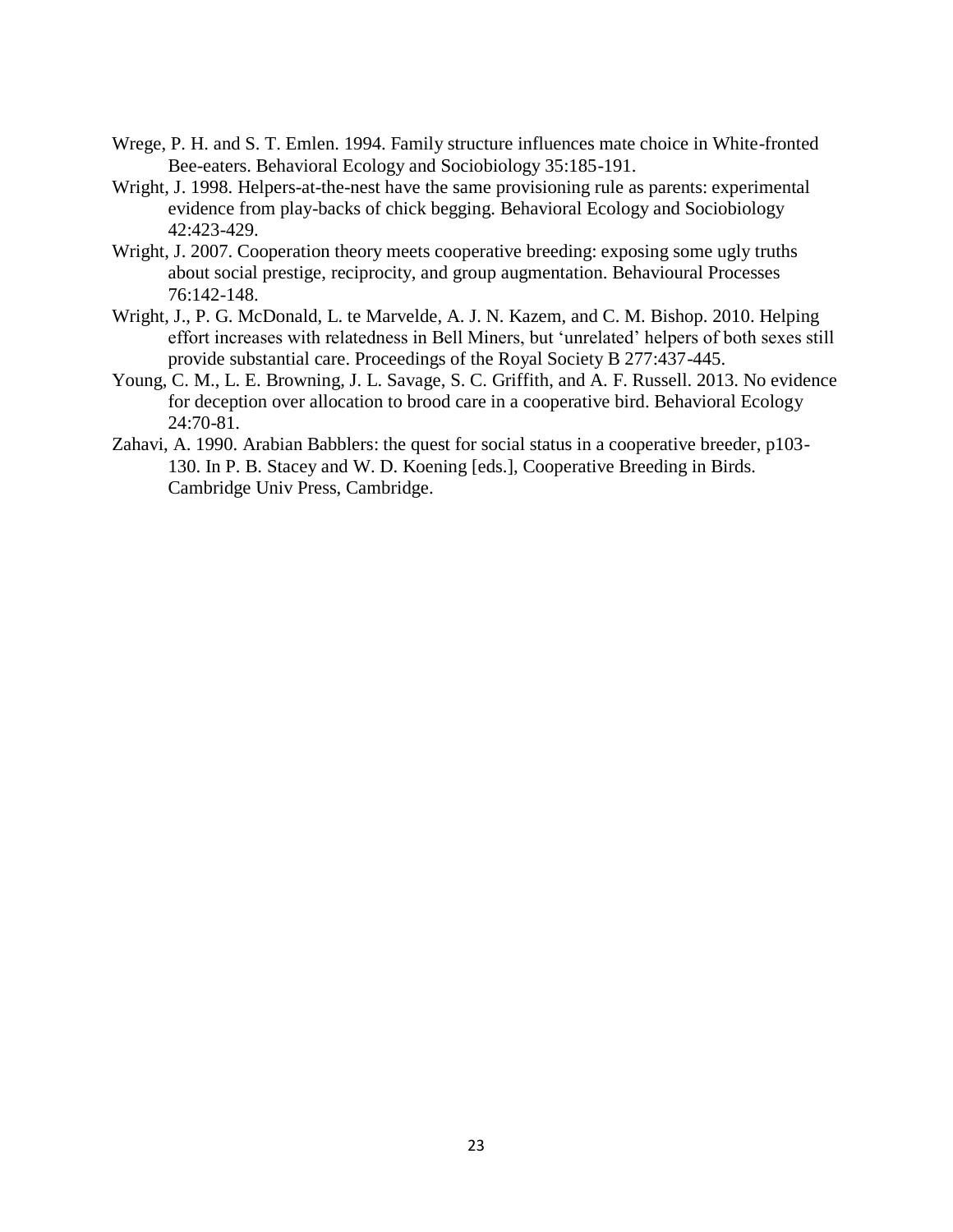Wrege, P. H. and S. T. Emlen. 1994. Family structure influences mate choice in White-fronted Bee-eaters. Behavioral Ecology and Sociobiology 35:185-191.

Wright, J. 1998. Helpers-at-the-nest have the same provisioning rule as parents: experimental evidence from play-backs of chick begging. Behavioral Ecology and Sociobiology 42:423-429.

Wright, J. 2007. Cooperation theory meets cooperative breeding: exposing some ugly truths about social prestige, reciprocity, and group augmentation. Behavioural Processes 76:142-148.

Wright, J., P. G. McDonald, L. te Marvelde, A. J. N. Kazem, and C. M. Bishop. 2010. Helping effort increases with relatedness in Bell Miners, but 'unrelated' helpers of both sexes still provide substantial care. Proceedings of the Royal Society B 277:437-445.

Young, C. M., L. E. Browning, J. L. Savage, S. C. Griffith, and A. F. Russell. 2013. No evidence for deception over allocation to brood care in a cooperative bird. Behavioral Ecology 24:70-81.

Zahavi, A. 1990. Arabian Babblers: the quest for social status in a cooperative breeder, p103-130. In P. B. Stacey and W. D. Koening [eds.], Cooperative Breeding in Birds. Cambridge Univ Press, Cambridge.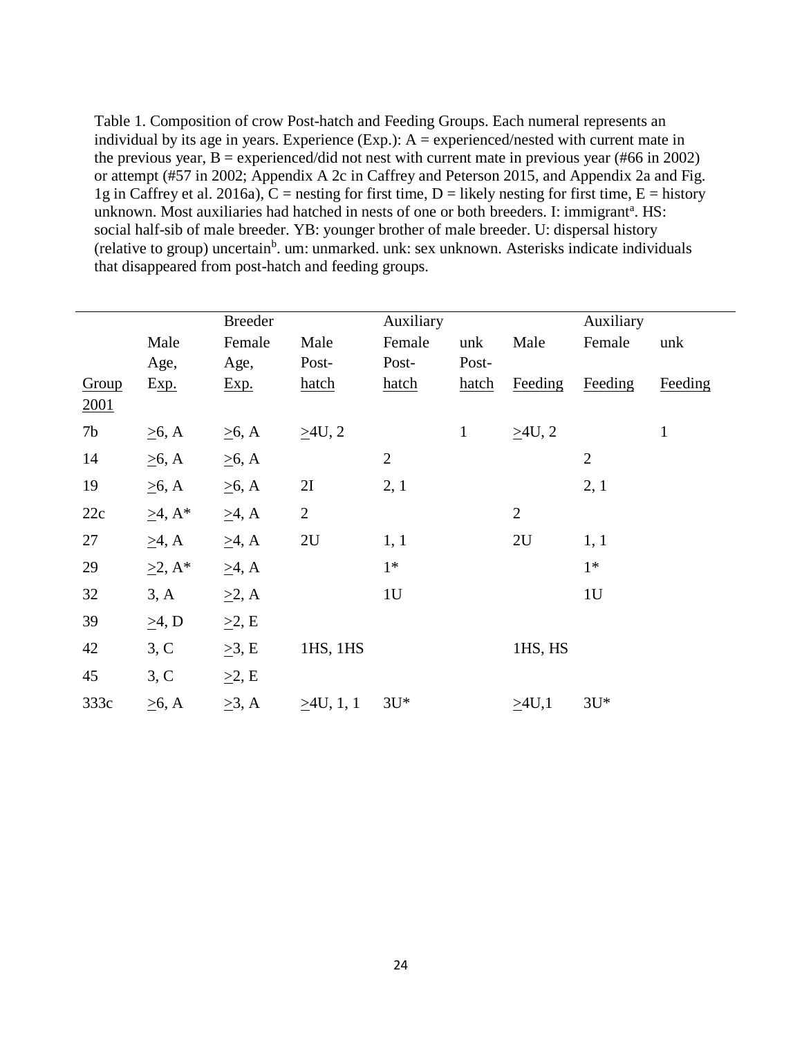Table 1. Composition of crow Post-hatch and Feeding Groups. Each numeral represents an individual by its age in years. Experience (Exp.): A = experienced/nested with current mate in the previous year, B = experienced/did not nest with current mate in previous year (#66 in 2002) or attempt (#57 in 2002; Appendix A 2c in Caffrey and Peterson 2015, and Appendix 2a and Fig. 1g in Caffrey et al. 2016a), C = nesting for first time, D = likely nesting for first time, E = history unknown. Most auxiliaries had hatched in nests of one or both breeders. I: immigrant[a]. HS: social half-sib of male breeder. YB: younger brother of male breeder. U: dispersal history (relative to group) uncertain[b]. um: unmarked. unk: sex unknown. Asterisks indicate individuals that disappeared from post-hatch and feeding groups.

| | Breeder | | Auxiliary | | | | Auxiliary | |
|---|---|---|---|---|---|---|---|---|
| Group | Male Age, Exp. | Female Age, Exp. | Male Post-hatch | Female Post-hatch | unk Post-hatch | Male Feeding | Female Feeding | unk Feeding |
| 2001 | | | | | | | | |
| 7b | ≥6, A | ≥6, A | ≥4U, 2 | | 1 | ≥4U, 2 | | 1 |
| 14 | ≥6, A | ≥6, A | | 2 | | | 2 | |
| 19 | ≥6, A | ≥6, A | 2I | 2, 1 | | | 2, 1 | |
| 22c | ≥4, A* | ≥4, A | 2 | | | 2 | | |
| 27 | ≥4, A | ≥4, A | 2U | 1, 1 | | 2U | 1, 1 | |
| 29 | ≥2, A* | ≥4, A | | 1* | | | 1* | |
| 32 | 3, A | ≥2, A | | 1U | | | 1U | |
| 39 | ≥4, D | ≥2, E | | | | | | |
| 42 | 3, C | ≥3, E | 1HS, 1HS | | | 1HS, HS | | |
| 45 | 3, C | ≥2, E | | | | | | |
| 333c | ≥6, A | ≥3, A | ≥4U, 1, 1 | 3U* | | ≥4U,1 | 3U* | |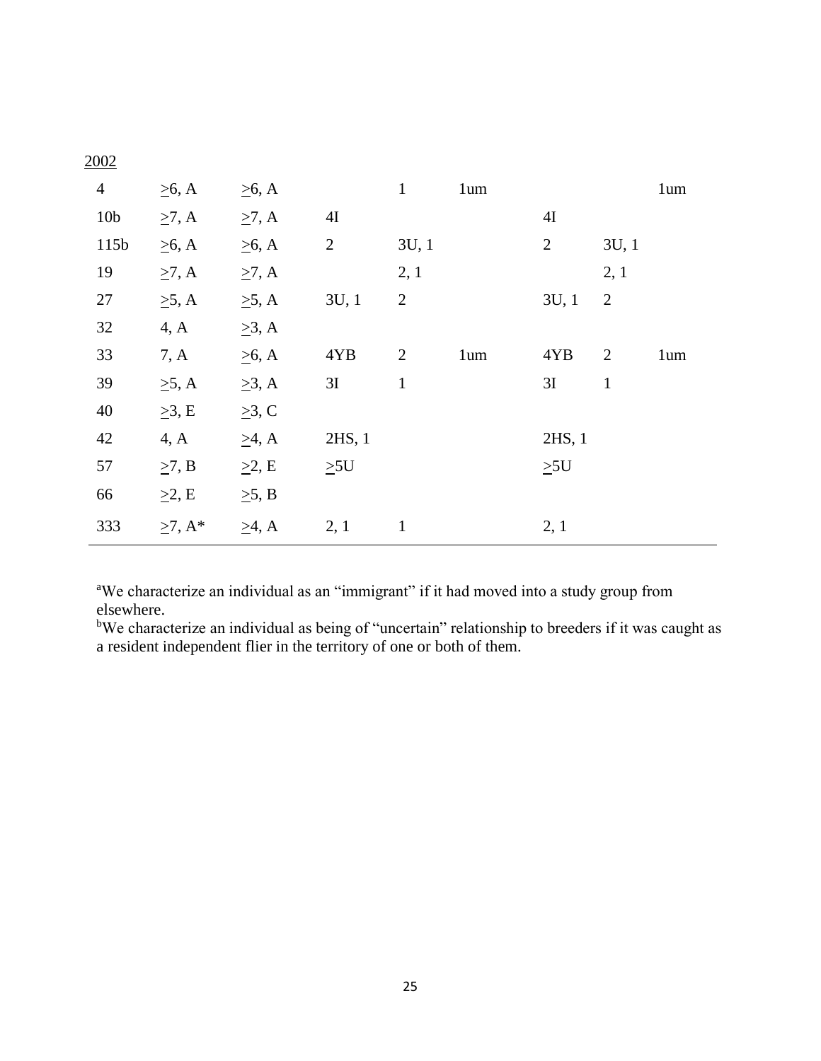| 2002 | | | | | | | | |
|---|---|---|---|---|---|---|---|---|
| 4 | ≥6, A | ≥6, A | | 1 | 1um | | | 1um |
| 10b | ≥7, A | ≥7, A | 4I | | | 4I | | |
| 115b | ≥6, A | ≥6, A | 2 | 3U, 1 | | 2 | 3U, 1 | |
| 19 | ≥7, A | ≥7, A | | 2, 1 | | | 2, 1 | |
| 27 | ≥5, A | ≥5, A | 3U, 1 | 2 | | 3U, 1 | 2 | |
| 32 | 4, A | ≥3, A | | | | | | |
| 33 | 7, A | ≥6, A | 4YB | 2 | 1um | 4YB | 2 | 1um |
| 39 | ≥5, A | ≥3, A | 3I | 1 | | 3I | 1 | |
| 40 | ≥3, E | ≥3, C | | | | | | |
| 42 | 4, A | ≥4, A | 2HS, 1 | | | 2HS, 1 | | |
| 57 | ≥7, B | ≥2, E | ≥5U | | | ≥5U | | |
| 66 | ≥2, E | ≥5, B | | | | | | |
| 333 | ≥7, A* | ≥4, A | 2, 1 | 1 | | 2, 1 | | |

[a]We characterize an individual as an "immigrant" if it had moved into a study group from elsewhere.
[b]We characterize an individual as being of "uncertain" relationship to breeders if it was caught as a resident independent flier in the territory of one or both of them.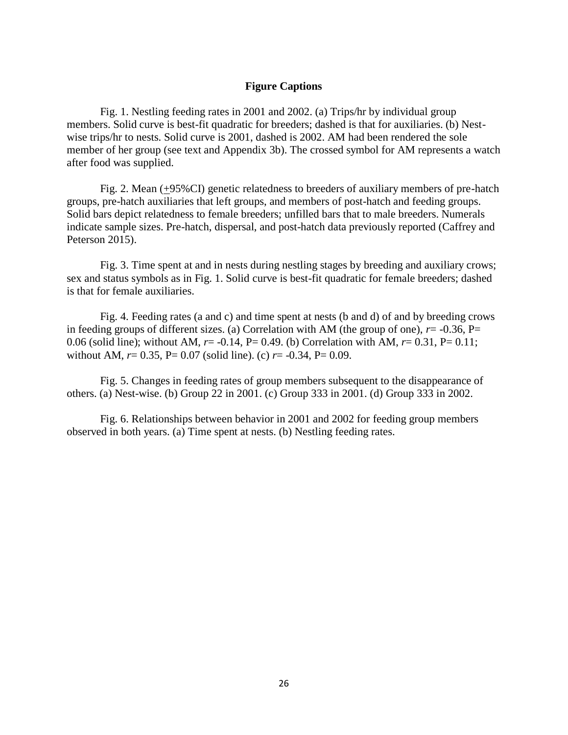## Figure Captions

Fig. 1. Nestling feeding rates in 2001 and 2002. (a) Trips/hr by individual group members. Solid curve is best-fit quadratic for breeders; dashed is that for auxiliaries. (b) Nest-wise trips/hr to nests. Solid curve is 2001, dashed is 2002. AM had been rendered the sole member of her group (see text and Appendix 3b). The crossed symbol for AM represents a watch after food was supplied.

Fig. 2. Mean (±95%CI) genetic relatedness to breeders of auxiliary members of pre-hatch groups, pre-hatch auxiliaries that left groups, and members of post-hatch and feeding groups. Solid bars depict relatedness to female breeders; unfilled bars that to male breeders. Numerals indicate sample sizes. Pre-hatch, dispersal, and post-hatch data previously reported (Caffrey and Peterson 2015).

Fig. 3. Time spent at and in nests during nestling stages by breeding and auxiliary crows; sex and status symbols as in Fig. 1. Solid curve is best-fit quadratic for female breeders; dashed is that for female auxiliaries.

Fig. 4. Feeding rates (a and c) and time spent at nests (b and d) of and by breeding crows in feeding groups of different sizes. (a) Correlation with AM (the group of one), $r = -0.36$, $P = 0.06$ (solid line); without AM, $r = -0.14$, $P = 0.49$. (b) Correlation with AM, $r = 0.31$, $P = 0.11$; without AM, $r = 0.35$, $P = 0.07$ (solid line). (c) $r = -0.34$, $P = 0.09$.

Fig. 5. Changes in feeding rates of group members subsequent to the disappearance of others. (a) Nest-wise. (b) Group 22 in 2001. (c) Group 333 in 2001. (d) Group 333 in 2002.

Fig. 6. Relationships between behavior in 2001 and 2002 for feeding group members observed in both years. (a) Time spent at nests. (b) Nestling feeding rates.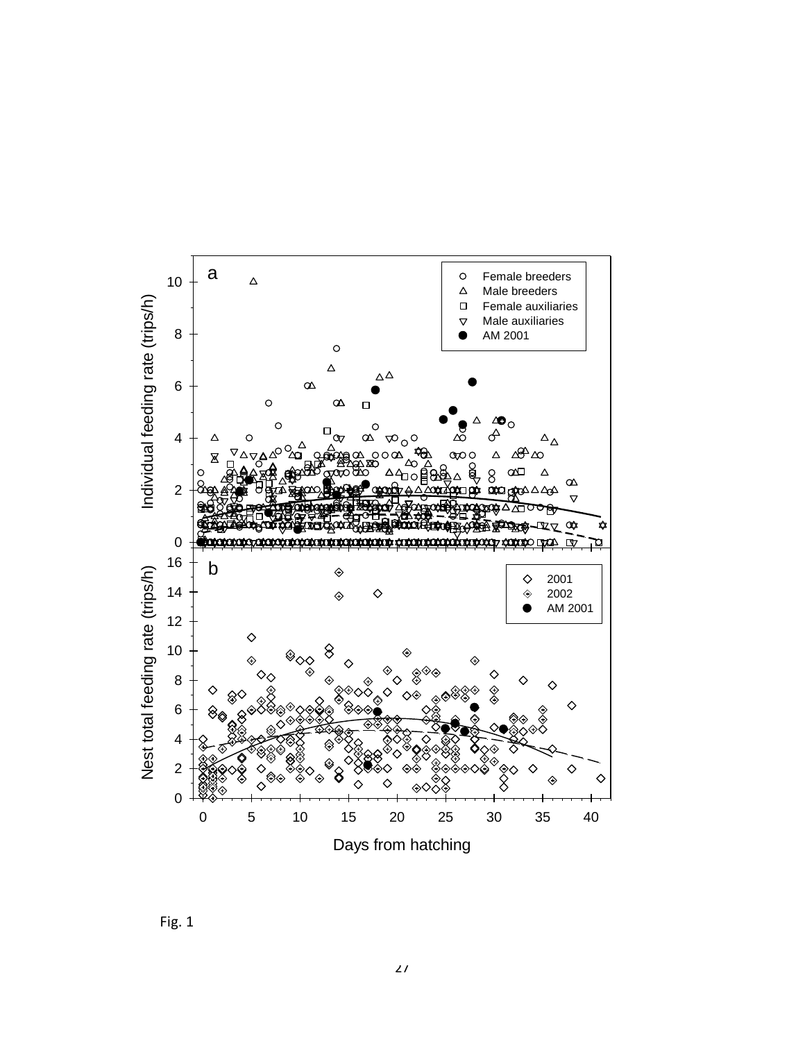Fig. 1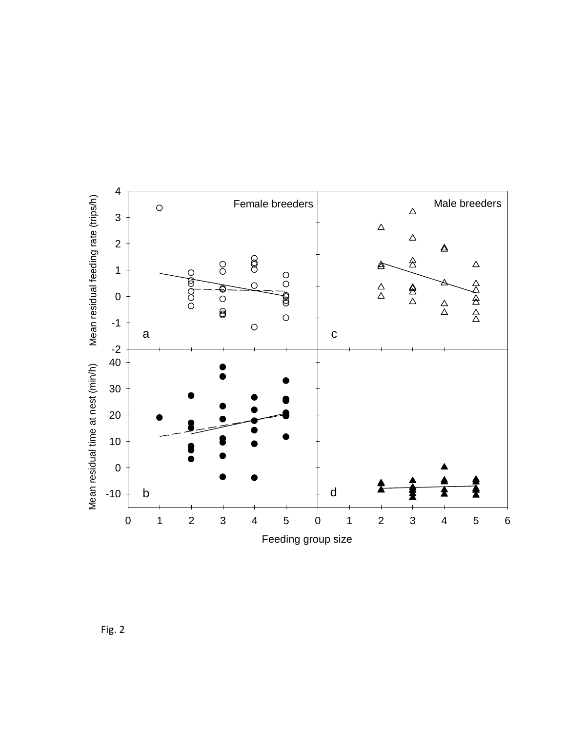Fig. 2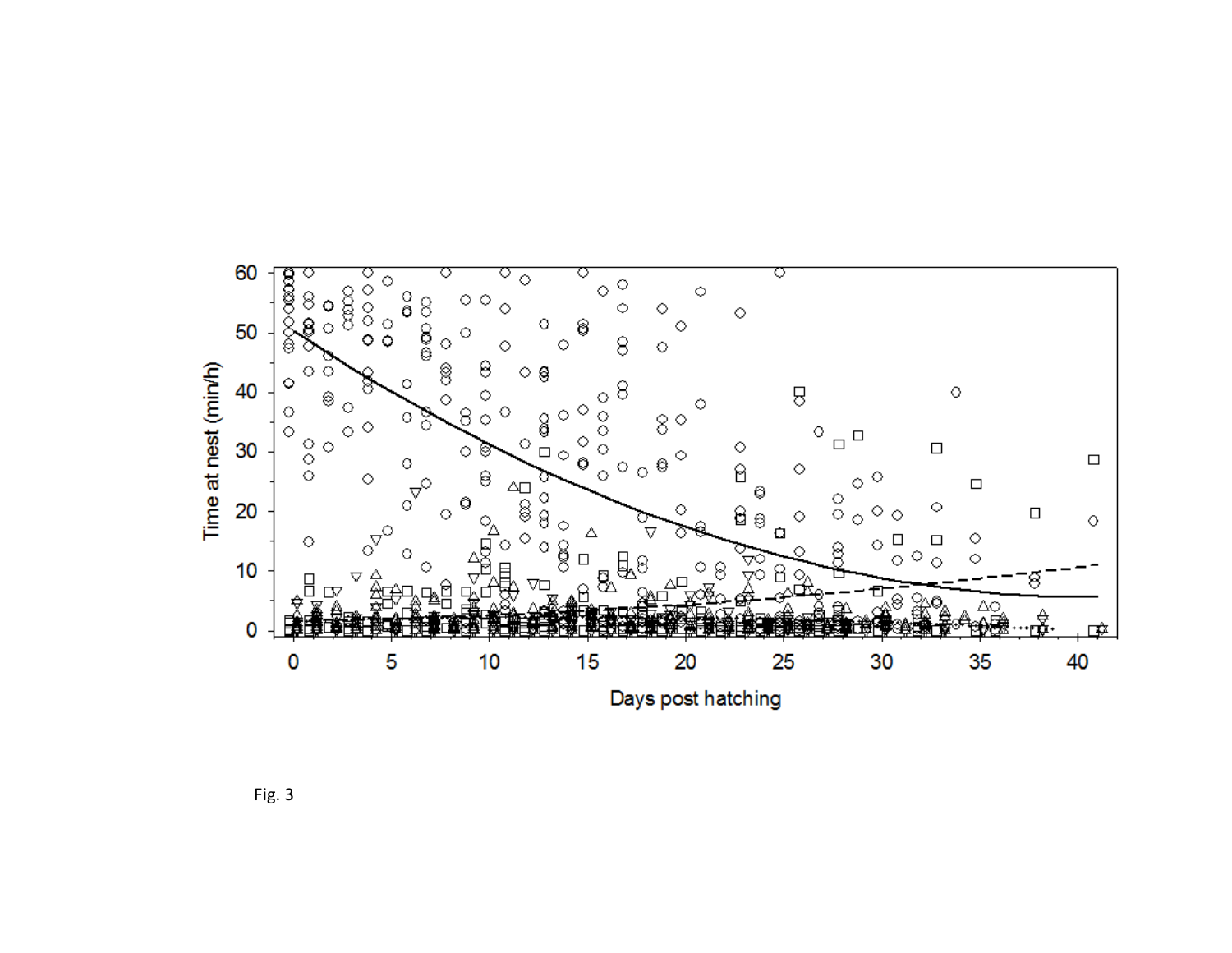Fig. 3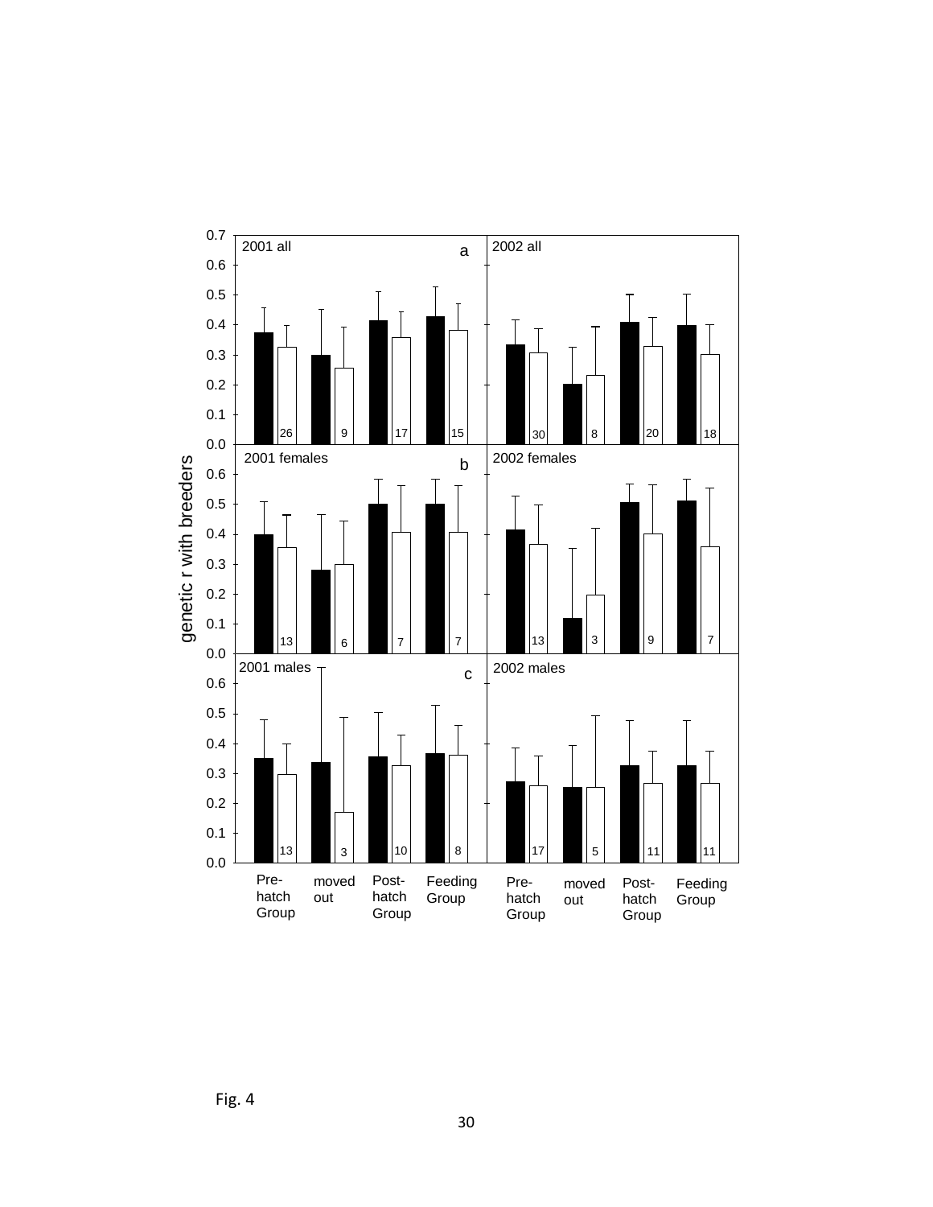Fig. 4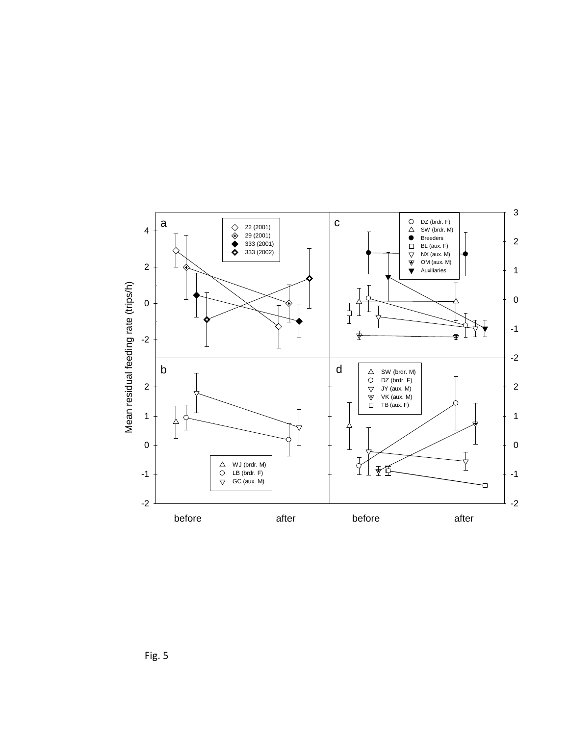Fig. 5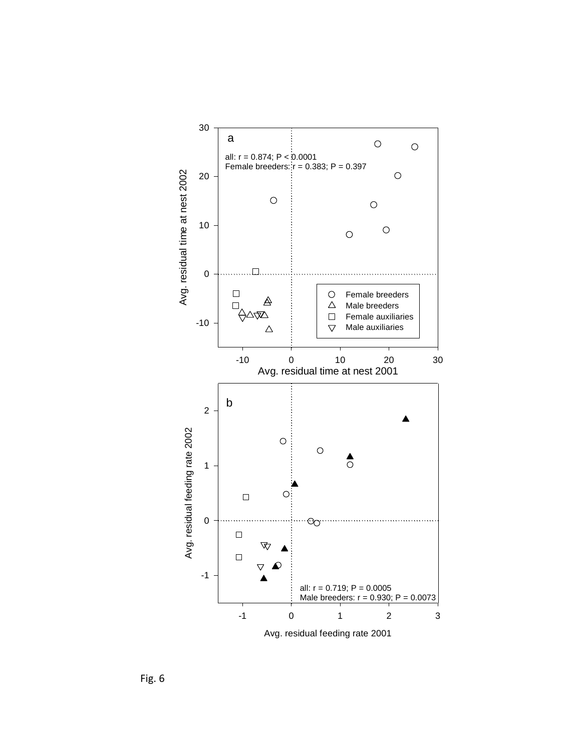Fig. 6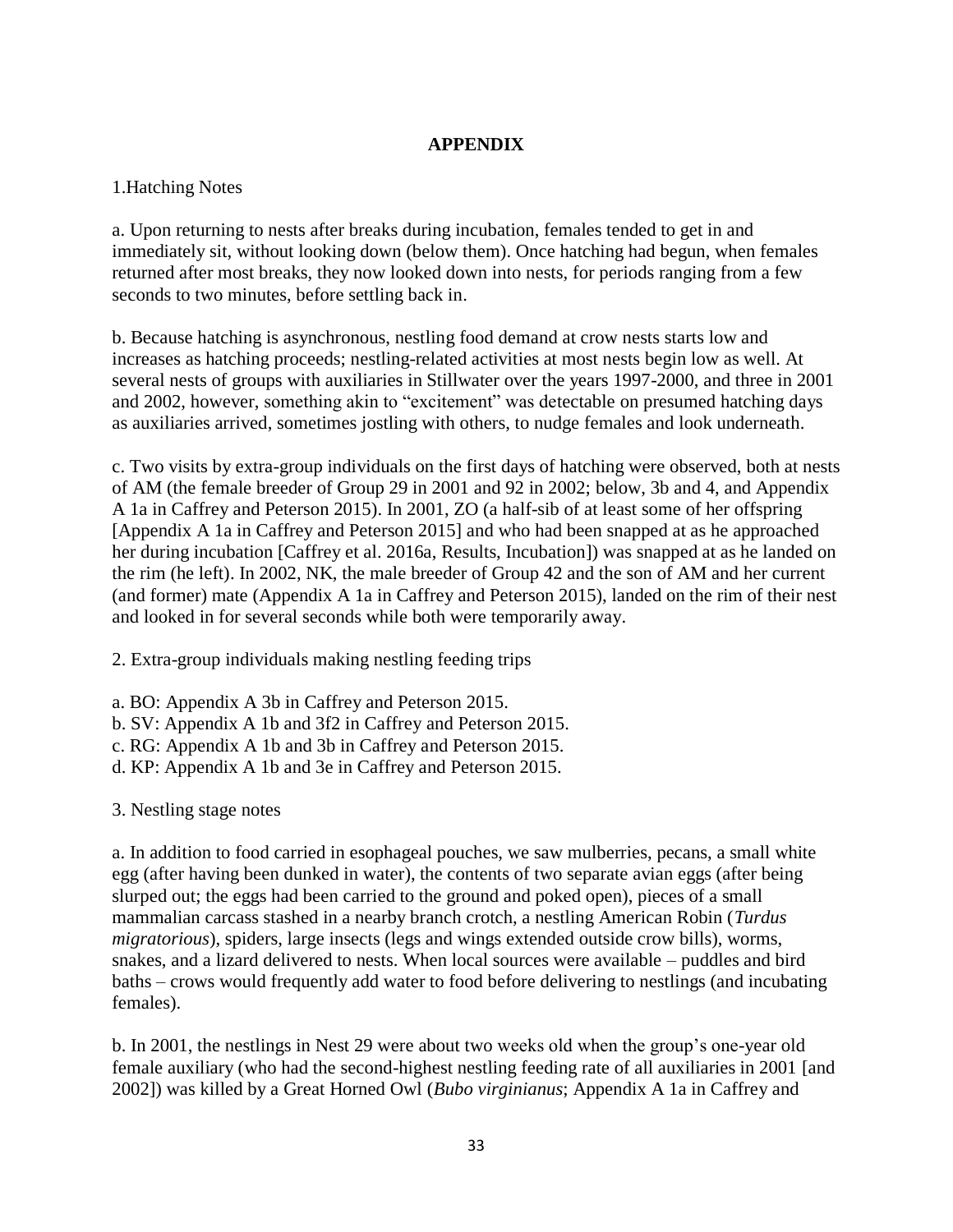## APPENDIX

1.Hatching Notes

a. Upon returning to nests after breaks during incubation, females tended to get in and immediately sit, without looking down (below them). Once hatching had begun, when females returned after most breaks, they now looked down into nests, for periods ranging from a few seconds to two minutes, before settling back in.

b. Because hatching is asynchronous, nestling food demand at crow nests starts low and increases as hatching proceeds; nestling-related activities at most nests begin low as well. At several nests of groups with auxiliaries in Stillwater over the years 1997-2000, and three in 2001 and 2002, however, something akin to "excitement" was detectable on presumed hatching days as auxiliaries arrived, sometimes jostling with others, to nudge females and look underneath.

c. Two visits by extra-group individuals on the first days of hatching were observed, both at nests of AM (the female breeder of Group 29 in 2001 and 92 in 2002; below, 3b and 4, and Appendix A 1a in Caffrey and Peterson 2015). In 2001, ZO (a half-sib of at least some of her offspring [Appendix A 1a in Caffrey and Peterson 2015] and who had been snapped at as he approached her during incubation [Caffrey et al. 2016a, Results, Incubation]) was snapped at as he landed on the rim (he left). In 2002, NK, the male breeder of Group 42 and the son of AM and her current (and former) mate (Appendix A 1a in Caffrey and Peterson 2015), landed on the rim of their nest and looked in for several seconds while both were temporarily away.

2. Extra-group individuals making nestling feeding trips

a. BO: Appendix A 3b in Caffrey and Peterson 2015.
b. SV: Appendix A 1b and 3f2 in Caffrey and Peterson 2015.
c. RG: Appendix A 1b and 3b in Caffrey and Peterson 2015.
d. KP: Appendix A 1b and 3e in Caffrey and Peterson 2015.

3. Nestling stage notes

a. In addition to food carried in esophageal pouches, we saw mulberries, pecans, a small white egg (after having been dunked in water), the contents of two separate avian eggs (after being slurped out; the eggs had been carried to the ground and poked open), pieces of a small mammalian carcass stashed in a nearby branch crotch, a nestling American Robin (*Turdus migratorius*), spiders, large insects (legs and wings extended outside crow bills), worms, snakes, and a lizard delivered to nests. When local sources were available – puddles and bird baths – crows would frequently add water to food before delivering to nestlings (and incubating females).

b. In 2001, the nestlings in Nest 29 were about two weeks old when the group's one-year old female auxiliary (who had the second-highest nestling feeding rate of all auxiliaries in 2001 [and 2002]) was killed by a Great Horned Owl (*Bubo virginianus*; Appendix A 1a in Caffrey and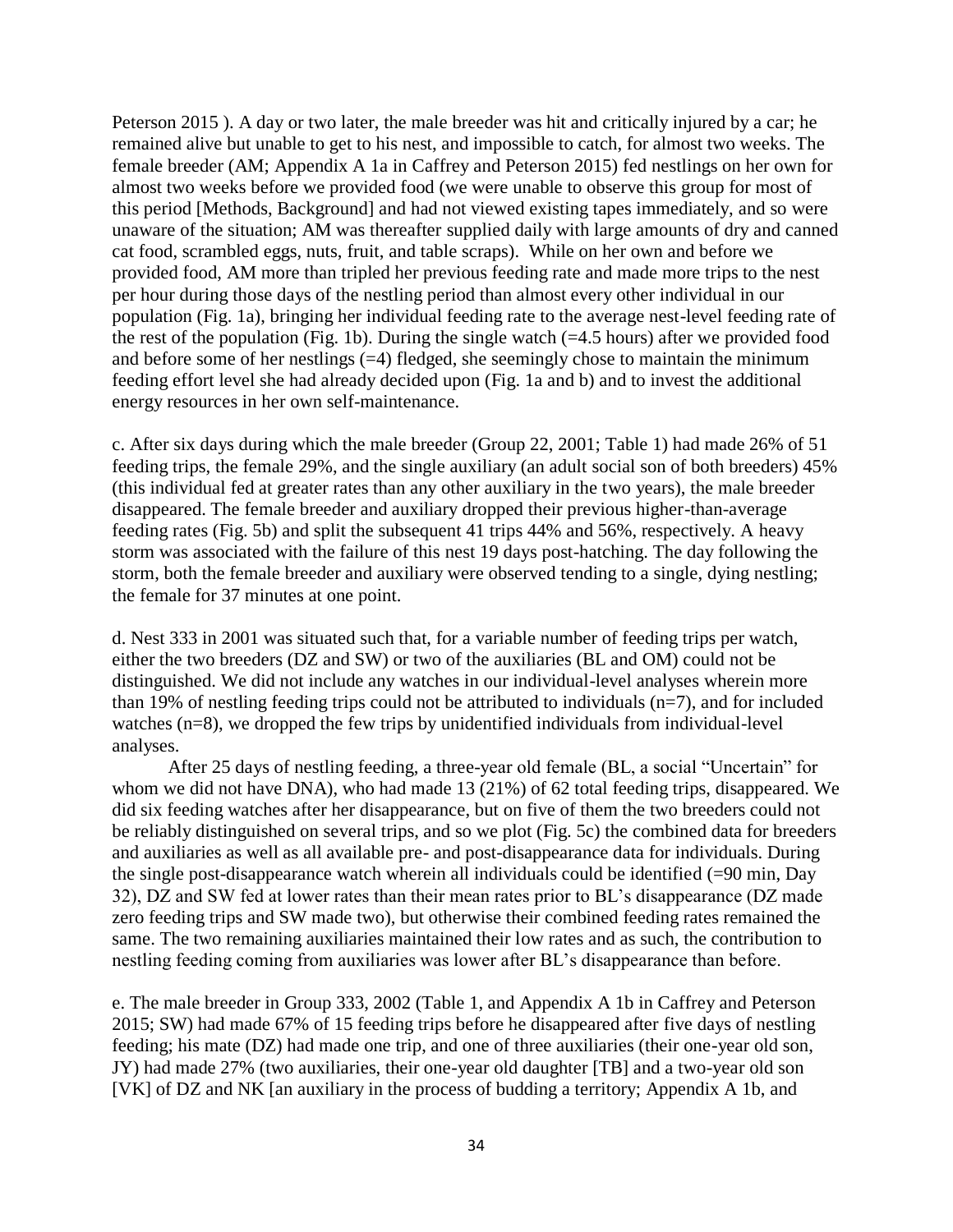Peterson 2015 ). A day or two later, the male breeder was hit and critically injured by a car; he remained alive but unable to get to his nest, and impossible to catch, for almost two weeks. The female breeder (AM; Appendix A 1a in Caffrey and Peterson 2015) fed nestlings on her own for almost two weeks before we provided food (we were unable to observe this group for most of this period [Methods, Background] and had not viewed existing tapes immediately, and so were unaware of the situation; AM was thereafter supplied daily with large amounts of dry and canned cat food, scrambled eggs, nuts, fruit, and table scraps). While on her own and before we provided food, AM more than tripled her previous feeding rate and made more trips to the nest per hour during those days of the nestling period than almost every other individual in our population (Fig. 1a), bringing her individual feeding rate to the average nest-level feeding rate of the rest of the population (Fig. 1b). During the single watch (=4.5 hours) after we provided food and before some of her nestlings (=4) fledged, she seemingly chose to maintain the minimum feeding effort level she had already decided upon (Fig. 1a and b) and to invest the additional energy resources in her own self-maintenance.

c. After six days during which the male breeder (Group 22, 2001; Table 1) had made 26% of 51 feeding trips, the female 29%, and the single auxiliary (an adult social son of both breeders) 45% (this individual fed at greater rates than any other auxiliary in the two years), the male breeder disappeared. The female breeder and auxiliary dropped their previous higher-than-average feeding rates (Fig. 5b) and split the subsequent 41 trips 44% and 56%, respectively. A heavy storm was associated with the failure of this nest 19 days post-hatching. The day following the storm, both the female breeder and auxiliary were observed tending to a single, dying nestling; the female for 37 minutes at one point.

d. Nest 333 in 2001 was situated such that, for a variable number of feeding trips per watch, either the two breeders (DZ and SW) or two of the auxiliaries (BL and OM) could not be distinguished. We did not include any watches in our individual-level analyses wherein more than 19% of nestling feeding trips could not be attributed to individuals (n=7), and for included watches (n=8), we dropped the few trips by unidentified individuals from individual-level analyses.

After 25 days of nestling feeding, a three-year old female (BL, a social "Uncertain" for whom we did not have DNA), who had made 13 (21%) of 62 total feeding trips, disappeared. We did six feeding watches after her disappearance, but on five of them the two breeders could not be reliably distinguished on several trips, and so we plot (Fig. 5c) the combined data for breeders and auxiliaries as well as all available pre- and post-disappearance data for individuals. During the single post-disappearance watch wherein all individuals could be identified (=90 min, Day 32), DZ and SW fed at lower rates than their mean rates prior to BL's disappearance (DZ made zero feeding trips and SW made two), but otherwise their combined feeding rates remained the same. The two remaining auxiliaries maintained their low rates and as such, the contribution to nestling feeding coming from auxiliaries was lower after BL's disappearance than before.

e. The male breeder in Group 333, 2002 (Table 1, and Appendix A 1b in Caffrey and Peterson 2015; SW) had made 67% of 15 feeding trips before he disappeared after five days of nestling feeding; his mate (DZ) had made one trip, and one of three auxiliaries (their one-year old son, JY) had made 27% (two auxiliaries, their one-year old daughter [TB] and a two-year old son [VK] of DZ and NK [an auxiliary in the process of budding a territory; Appendix A 1b, and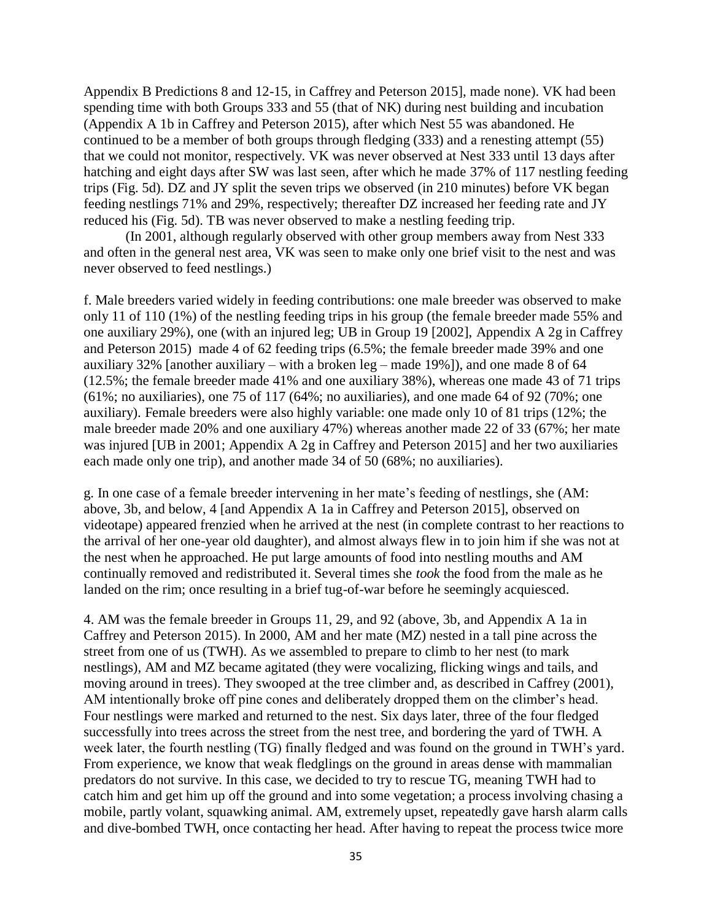Appendix B Predictions 8 and 12-15, in Caffrey and Peterson 2015], made none). VK had been spending time with both Groups 333 and 55 (that of NK) during nest building and incubation (Appendix A 1b in Caffrey and Peterson 2015), after which Nest 55 was abandoned. He continued to be a member of both groups through fledging (333) and a renesting attempt (55) that we could not monitor, respectively. VK was never observed at Nest 333 until 13 days after hatching and eight days after SW was last seen, after which he made 37% of 117 nestling feeding trips (Fig. 5d). DZ and JY split the seven trips we observed (in 210 minutes) before VK began feeding nestlings 71% and 29%, respectively; thereafter DZ increased her feeding rate and JY reduced his (Fig. 5d). TB was never observed to make a nestling feeding trip.

(In 2001, although regularly observed with other group members away from Nest 333 and often in the general nest area, VK was seen to make only one brief visit to the nest and was never observed to feed nestlings.)

f. Male breeders varied widely in feeding contributions: one male breeder was observed to make only 11 of 110 (1%) of the nestling feeding trips in his group (the female breeder made 55% and one auxiliary 29%), one (with an injured leg; UB in Group 19 [2002], Appendix A 2g in Caffrey and Peterson 2015) made 4 of 62 feeding trips (6.5%; the female breeder made 39% and one auxiliary 32% [another auxiliary – with a broken leg – made 19%]), and one made 8 of 64 (12.5%; the female breeder made 41% and one auxiliary 38%), whereas one made 43 of 71 trips (61%; no auxiliaries), one 75 of 117 (64%; no auxiliaries), and one made 64 of 92 (70%; one auxiliary). Female breeders were also highly variable: one made only 10 of 81 trips (12%; the male breeder made 20% and one auxiliary 47%) whereas another made 22 of 33 (67%; her mate was injured [UB in 2001; Appendix A 2g in Caffrey and Peterson 2015] and her two auxiliaries each made only one trip), and another made 34 of 50 (68%; no auxiliaries).

g. In one case of a female breeder intervening in her mate's feeding of nestlings, she (AM: above, 3b, and below, 4 [and Appendix A 1a in Caffrey and Peterson 2015], observed on videotape) appeared frenzied when he arrived at the nest (in complete contrast to her reactions to the arrival of her one-year old daughter), and almost always flew in to join him if she was not at the nest when he approached. He put large amounts of food into nestling mouths and AM continually removed and redistributed it. Several times she *took* the food from the male as he landed on the rim; once resulting in a brief tug-of-war before he seemingly acquiesced.

4. AM was the female breeder in Groups 11, 29, and 92 (above, 3b, and Appendix A 1a in Caffrey and Peterson 2015). In 2000, AM and her mate (MZ) nested in a tall pine across the street from one of us (TWH). As we assembled to prepare to climb to her nest (to mark nestlings), AM and MZ became agitated (they were vocalizing, flicking wings and tails, and moving around in trees). They swooped at the tree climber and, as described in Caffrey (2001), AM intentionally broke off pine cones and deliberately dropped them on the climber's head. Four nestlings were marked and returned to the nest. Six days later, three of the four fledged successfully into trees across the street from the nest tree, and bordering the yard of TWH. A week later, the fourth nestling (TG) finally fledged and was found on the ground in TWH's yard. From experience, we know that weak fledglings on the ground in areas dense with mammalian predators do not survive. In this case, we decided to try to rescue TG, meaning TWH had to catch him and get him up off the ground and into some vegetation; a process involving chasing a mobile, partly volant, squawking animal. AM, extremely upset, repeatedly gave harsh alarm calls and dive-bombed TWH, once contacting her head. After having to repeat the process twice more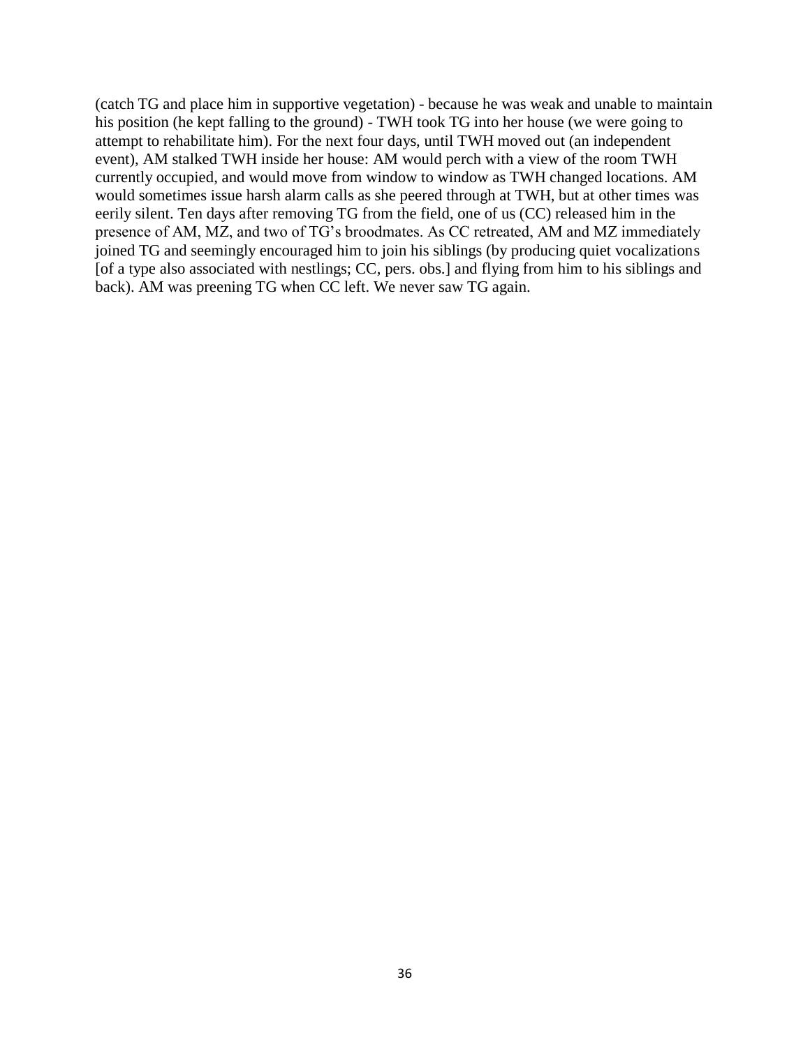(catch TG and place him in supportive vegetation) - because he was weak and unable to maintain his position (he kept falling to the ground) - TWH took TG into her house (we were going to attempt to rehabilitate him). For the next four days, until TWH moved out (an independent event), AM stalked TWH inside her house: AM would perch with a view of the room TWH currently occupied, and would move from window to window as TWH changed locations. AM would sometimes issue harsh alarm calls as she peered through at TWH, but at other times was eerily silent. Ten days after removing TG from the field, one of us (CC) released him in the presence of AM, MZ, and two of TG's broodmates. As CC retreated, AM and MZ immediately joined TG and seemingly encouraged him to join his siblings (by producing quiet vocalizations [of a type also associated with nestlings; CC, pers. obs.] and flying from him to his siblings and back). AM was preening TG when CC left. We never saw TG again.